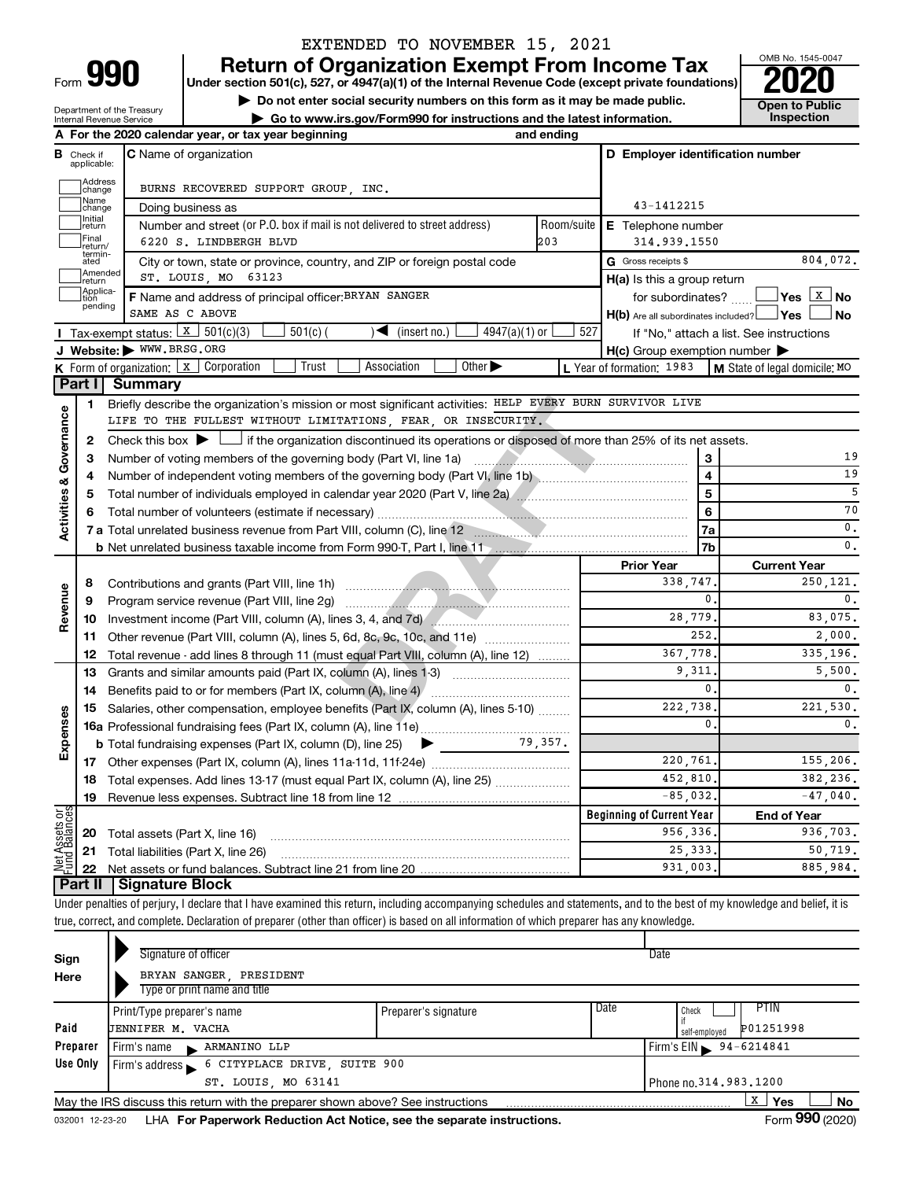EXTENDED TO NOVEMBER 15, 2021

# Form 990 — Return of Organization Exempt From Income Tax — 2020

Under section 501(c), 527, or 4947(a)(1) of the Internal Revenue Code (except private foundations)

▶ Do not enter social security numbers on this form as it may be made public.

▶ Go to www.irs.gov/Form990 for instructions and the latest information.

Department of the Treasury
Internal Revenue Service

OMB No. 1545-0047

**Open to Public Inspection**

**A** For the 2020 calendar year, or tax year beginning and ending

**B** Check if applicable: Address change, Name change, Initial return, Final return/terminated, Amended return, Application pending

**C** Name of organization: BURNS RECOVERED SUPPORT GROUP, INC.

Doing business as

Number and street (or P.O. box if mail is not delivered to street address): 6220 S. LINDBERGH BLVD — Room/suite: 203

City or town, state or province, country, and ZIP or foreign postal code: ST. LOUIS, MO 63123

**D** Employer identification number: 43-1412215

**E** Telephone number: 314.939.1550

**G** Gross receipts $ 804,072.

**F** Name and address of principal officer: BRYAN SANGER, SAME AS C ABOVE

**H(a)** Is this a group return for subordinates? ☐ Yes ☒ No

**H(b)** Are all subordinates included? ☐ Yes ☐ No — If "No," attach a list. See instructions

**H(c)** Group exemption number ▶

**I** Tax-exempt status: ☒ 501(c)(3) ☐ 501(c)( ) ◀ (insert no.) ☐ 4947(a)(1) or ☐ 527

**J** Website: ▶ WWW.BRSG.ORG

**K** Form of organization: ☒ Corporation ☐ Trust ☐ Association ☐ Other ▶

**L** Year of formation: 1983

**M** State of legal domicile: MO

## Part I Summary

**Activities & Governance**

1. Briefly describe the organization's mission or most significant activities: HELP EVERY BURN SURVIVOR LIVE LIFE TO THE FULLEST WITHOUT LIMITATIONS, FEAR, OR INSECURITY.
2. Check this box ▶ ☐ if the organization discontinued its operations or disposed of more than 25% of its net assets.

| | | | |
|---|---|---|---|
| 3 | Number of voting members of the governing body (Part VI, line 1a) | 3 | 19 |
| 4 | Number of independent voting members of the governing body (Part VI, line 1b) | 4 | 19 |
| 5 | Total number of individuals employed in calendar year 2020 (Part V, line 2a) | 5 | 5 |
| 6 | Total number of volunteers (estimate if necessary) | 6 | 70 |
| 7a | Total unrelated business revenue from Part VIII, column (C), line 12 | 7a | 0. |
| b | Net unrelated business taxable income from Form 990-T, Part I, line 11 | 7b | 0. |

| | | | Prior Year | Current Year |
|---|---|---|---|---|
| **Revenue** | 8 | Contributions and grants (Part VIII, line 1h) | 338,747. | 250,121. |
| | 9 | Program service revenue (Part VIII, line 2g) | 0. | 0. |
| | 10 | Investment income (Part VIII, column (A), lines 3, 4, and 7d) | 28,779. | 83,075. |
| | 11 | Other revenue (Part VIII, column (A), lines 5, 6d, 8c, 9c, 10c, and 11e) | 252. | 2,000. |
| | 12 | Total revenue - add lines 8 through 11 (must equal Part VIII, column (A), line 12) | 367,778. | 335,196. |
| **Expenses** | 13 | Grants and similar amounts paid (Part IX, column (A), lines 1-3) | 9,311. | 5,500. |
| | 14 | Benefits paid to or for members (Part IX, column (A), line 4) | 0. | 0. |
| | 15 | Salaries, other compensation, employee benefits (Part IX, column (A), lines 5-10) | 222,738. | 221,530. |
| | 16a | Professional fundraising fees (Part IX, column (A), line 11e) | 0. | 0. |
| | b | Total fundraising expenses (Part IX, column (D), line 25) ▶ 79,357. | | |
| | 17 | Other expenses (Part IX, column (A), lines 11a-11d, 11f-24e) | 220,761. | 155,206. |
| | 18 | Total expenses. Add lines 13-17 (must equal Part IX, column (A), line 25) | 452,810. | 382,236. |
| | 19 | Revenue less expenses. Subtract line 18 from line 12 | -85,032. | -47,040. |

| | | | Beginning of Current Year | End of Year |
|---|---|---|---|---|
| **Net Assets or Fund Balances** | 20 | Total assets (Part X, line 16) | 956,336. | 936,703. |
| | 21 | Total liabilities (Part X, line 26) | 25,333. | 50,719. |
| | 22 | Net assets or fund balances. Subtract line 21 from line 20 | 931,003. | 885,984. |

## Part II Signature Block

Under penalties of perjury, I declare that I have examined this return, including accompanying schedules and statements, and to the best of my knowledge and belief, it is true, correct, and complete. Declaration of preparer (other than officer) is based on all information of which preparer has any knowledge.

**Sign Here**

Signature of officer — Date

BRYAN SANGER, PRESIDENT
Type or print name and title

**Paid Preparer Use Only**

| Print/Type preparer's name | Preparer's signature | Date | Check ☐ if self-employed | PTIN |
|---|---|---|---|---|
| JENNIFER M. VACHA | | | | P01251998 |

Firm's name ▶ ARMANINO LLP — Firm's EIN ▶ 94-6214841

Firm's address ▶ 6 CITYPLACE DRIVE, SUITE 900, ST. LOUIS, MO 63141 — Phone no. 314.983.1200

May the IRS discuss this return with the preparer shown above? See instructions ☒ Yes ☐ No

032001 12-23-20 LHA For Paperwork Reduction Act Notice, see the separate instructions. Form 990 (2020)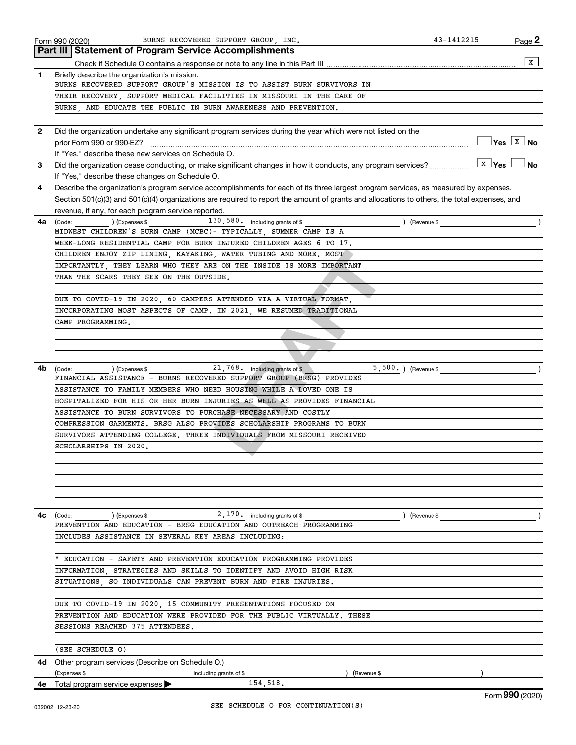Form 990 (2020) BURNS RECOVERED SUPPORT GROUP, INC. 43-1412215 Page 2

## Part III Statement of Program Service Accomplishments

Check if Schedule O contains a response or note to any line in this Part III .......... [X]

**1** Briefly describe the organization's mission:

BURNS RECOVERED SUPPORT GROUP'S MISSION IS TO ASSIST BURN SURVIVORS IN THEIR RECOVERY, SUPPORT MEDICAL FACILITIES IN MISSOURI IN THE CARE OF BURNS, AND EDUCATE THE PUBLIC IN BURN AWARENESS AND PREVENTION.

**2** Did the organization undertake any significant program services during the year which were not listed on the prior Form 990 or 990-EZ? .......... [ ] Yes [X] No

If "Yes," describe these new services on Schedule O.

**3** Did the organization cease conducting, or make significant changes in how it conducts, any program services? .......... [X] Yes [ ] No

If "Yes," describe these changes on Schedule O.

**4** Describe the organization's program service accomplishments for each of its three largest program services, as measured by expenses. Section 501(c)(3) and 501(c)(4) organizations are required to report the amount of grants and allocations to others, the total expenses, and revenue, if any, for each program service reported.

**4a** (Code: ) (Expenses $ 130,580. including grants of $ ) (Revenue $ )

MIDWEST CHILDREN'S BURN CAMP (MCBC)- TYPICALLY, SUMMER CAMP IS A WEEK-LONG RESIDENTIAL CAMP FOR BURN INJURED CHILDREN AGES 6 TO 17. CHILDREN ENJOY ZIP LINING, KAYAKING, WATER TUBING AND MORE. MOST IMPORTANTLY, THEY LEARN WHO THEY ARE ON THE INSIDE IS MORE IMPORTANT THAN THE SCARS THEY SEE ON THE OUTSIDE.

DUE TO COVID-19 IN 2020, 60 CAMPERS ATTENDED VIA A VIRTUAL FORMAT, INCORPORATING MOST ASPECTS OF CAMP. IN 2021, WE RESUMED TRADITIONAL CAMP PROGRAMMING.

**4b** (Code: ) (Expenses $ 21,768. including grants of $ 5,500.) (Revenue $ )

FINANCIAL ASSISTANCE - BURNS RECOVERED SUPPORT GROUP (BRSG) PROVIDES ASSISTANCE TO FAMILY MEMBERS WHO NEED HOUSING WHILE A LOVED ONE IS HOSPITALIZED FOR HIS OR HER BURN INJURIES AS WELL AS PROVIDES FINANCIAL ASSISTANCE TO BURN SURVIVORS TO PURCHASE NECESSARY AND COSTLY COMPRESSION GARMENTS. BRSG ALSO PROVIDES SCHOLARSHIP PROGRAMS TO BURN SURVIVORS ATTENDING COLLEGE. THREE INDIVIDUALS FROM MISSOURI RECEIVED SCHOLARSHIPS IN 2020.

**4c** (Code: ) (Expenses $ 2,170. including grants of $ ) (Revenue $ )

PREVENTION AND EDUCATION - BRSG EDUCATION AND OUTREACH PROGRAMMING INCLUDES ASSISTANCE IN SEVERAL KEY AREAS INCLUDING:

* EDUCATION - SAFETY AND PREVENTION EDUCATION PROGRAMMING PROVIDES INFORMATION, STRATEGIES AND SKILLS TO IDENTIFY AND AVOID HIGH RISK SITUATIONS, SO INDIVIDUALS CAN PREVENT BURN AND FIRE INJURIES.

DUE TO COVID-19 IN 2020, 15 COMMUNITY PRESENTATIONS FOCUSED ON PREVENTION AND EDUCATION WERE PROVIDED FOR THE PUBLIC VIRTUALLY. THESE SESSIONS REACHED 375 ATTENDEES.

(SEE SCHEDULE O)

**4d** Other program services (Describe on Schedule O.)

(Expenses $ including grants of $ ) (Revenue $ )

**4e** Total program service expenses ▶ 154,518.

SEE SCHEDULE O FOR CONTINUATION(S)

032002 12-23-20 Form 990 (2020)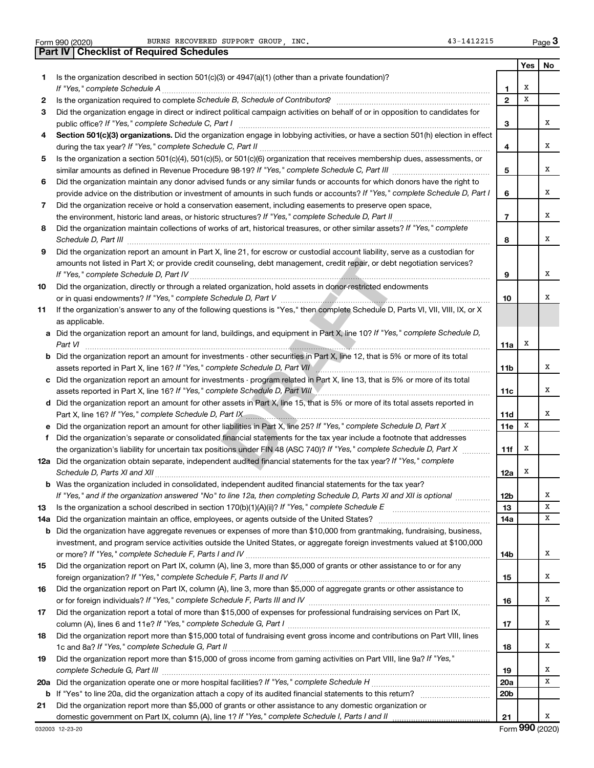Form 990 (2020) BURNS RECOVERED SUPPORT GROUP, INC. 43-1412215

## Part IV | Checklist of Required Schedules

| | | | Yes | No |
|---|---|---|---|---|
| 1 | Is the organization described in section 501(c)(3) or 4947(a)(1) (other than a private foundation)? *If "Yes," complete Schedule A* | 1 | X | |
| 2 | Is the organization required to complete *Schedule B, Schedule of Contributors*? | 2 | X | |
| 3 | Did the organization engage in direct or indirect political campaign activities on behalf of or in opposition to candidates for public office? *If "Yes," complete Schedule C, Part I* | 3 | | X |
| 4 | **Section 501(c)(3) organizations.** Did the organization engage in lobbying activities, or have a section 501(h) election in effect during the tax year? *If "Yes," complete Schedule C, Part II* | 4 | | X |
| 5 | Is the organization a section 501(c)(4), 501(c)(5), or 501(c)(6) organization that receives membership dues, assessments, or similar amounts as defined in Revenue Procedure 98-19? *If "Yes," complete Schedule C, Part III* | 5 | | X |
| 6 | Did the organization maintain any donor advised funds or any similar funds or accounts for which donors have the right to provide advice on the distribution or investment of amounts in such funds or accounts? *If "Yes," complete Schedule D, Part I* | 6 | | X |
| 7 | Did the organization receive or hold a conservation easement, including easements to preserve open space, the environment, historic land areas, or historic structures? *If "Yes," complete Schedule D, Part II* | 7 | | X |
| 8 | Did the organization maintain collections of works of art, historical treasures, or other similar assets? *If "Yes," complete Schedule D, Part III* | 8 | | X |
| 9 | Did the organization report an amount in Part X, line 21, for escrow or custodial account liability, serve as a custodian for amounts not listed in Part X; or provide credit counseling, debt management, credit repair, or debt negotiation services? *If "Yes," complete Schedule D, Part IV* | 9 | | X |
| 10 | Did the organization, directly or through a related organization, hold assets in donor-restricted endowments or in quasi endowments? *If "Yes," complete Schedule D, Part V* | 10 | | X |
| 11 | If the organization's answer to any of the following questions is "Yes," then complete Schedule D, Parts VI, VII, VIII, IX, or X as applicable. | | | |
| a | Did the organization report an amount for land, buildings, and equipment in Part X, line 10? *If "Yes," complete Schedule D, Part VI* | 11a | X | |
| b | Did the organization report an amount for investments - other securities in Part X, line 12, that is 5% or more of its total assets reported in Part X, line 16? *If "Yes," complete Schedule D, Part VII* | 11b | | X |
| c | Did the organization report an amount for investments - program related in Part X, line 13, that is 5% or more of its total assets reported in Part X, line 16? *If "Yes," complete Schedule D, Part VIII* | 11c | | X |
| d | Did the organization report an amount for other assets in Part X, line 15, that is 5% or more of its total assets reported in Part X, line 16? *If "Yes," complete Schedule D, Part IX* | 11d | | X |
| e | Did the organization report an amount for other liabilities in Part X, line 25? *If "Yes," complete Schedule D, Part X* | 11e | X | |
| f | Did the organization's separate or consolidated financial statements for the tax year include a footnote that addresses the organization's liability for uncertain tax positions under FIN 48 (ASC 740)? *If "Yes," complete Schedule D, Part X* | 11f | X | |
| 12a | Did the organization obtain separate, independent audited financial statements for the tax year? *If "Yes," complete Schedule D, Parts XI and XII* | 12a | X | |
| b | Was the organization included in consolidated, independent audited financial statements for the tax year? *If "Yes," and if the organization answered "No" to line 12a, then completing Schedule D, Parts XI and XII is optional* | 12b | | X |
| 13 | Is the organization a school described in section 170(b)(1)(A)(ii)? *If "Yes," complete Schedule E* | 13 | | X |
| 14a | Did the organization maintain an office, employees, or agents outside of the United States? | 14a | | X |
| b | Did the organization have aggregate revenues or expenses of more than $10,000 from grantmaking, fundraising, business, investment, and program service activities outside the United States, or aggregate foreign investments valued at $100,000 or more? *If "Yes," complete Schedule F, Parts I and IV* | 14b | | X |
| 15 | Did the organization report on Part IX, column (A), line 3, more than $5,000 of grants or other assistance to or for any foreign organization? *If "Yes," complete Schedule F, Parts II and IV* | 15 | | X |
| 16 | Did the organization report on Part IX, column (A), line 3, more than $5,000 of aggregate grants or other assistance to or for foreign individuals? *If "Yes," complete Schedule F, Parts III and IV* | 16 | | X |
| 17 | Did the organization report a total of more than $15,000 of expenses for professional fundraising services on Part IX, column (A), lines 6 and 11e? *If "Yes," complete Schedule G, Part I* | 17 | | X |
| 18 | Did the organization report more than $15,000 total of fundraising event gross income and contributions on Part VIII, lines 1c and 8a? *If "Yes," complete Schedule G, Part II* | 18 | | X |
| 19 | Did the organization report more than $15,000 of gross income from gaming activities on Part VIII, line 9a? *If "Yes," complete Schedule G, Part III* | 19 | | X |
| 20a | Did the organization operate one or more hospital facilities? *If "Yes," complete Schedule H* | 20a | | X |
| b | If "Yes" to line 20a, did the organization attach a copy of its audited financial statements to this return? | 20b | | |
| 21 | Did the organization report more than $5,000 of grants or other assistance to any domestic organization or domestic government on Part IX, column (A), line 1? *If "Yes," complete Schedule I, Parts I and II* | 21 | | X |

032003 12-23-20 Form **990** (2020)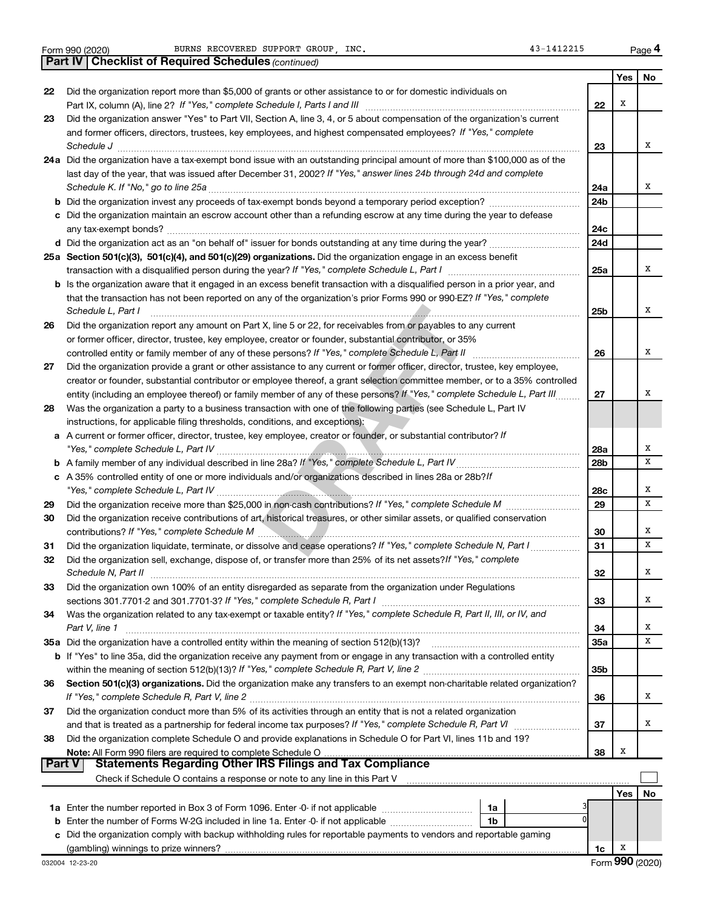Form 990 (2020) BURNS RECOVERED SUPPORT GROUP, INC. 43-1412215

## Part IV | Checklist of Required Schedules *(continued)*

| | | | Yes | No |
|---|---|---|---|---|
| 22 | Did the organization report more than $5,000 of grants or other assistance to or for domestic individuals on Part IX, column (A), line 2? *If "Yes," complete Schedule I, Parts I and III* | 22 | X | |
| 23 | Did the organization answer "Yes" to Part VII, Section A, line 3, 4, or 5 about compensation of the organization's current and former officers, directors, trustees, key employees, and highest compensated employees? *If "Yes," complete Schedule J* | 23 | | X |
| 24a | Did the organization have a tax-exempt bond issue with an outstanding principal amount of more than $100,000 as of the last day of the year, that was issued after December 31, 2002? *If "Yes," answer lines 24b through 24d and complete Schedule K. If "No," go to line 25a* | 24a | | X |
| b | Did the organization invest any proceeds of tax-exempt bonds beyond a temporary period exception? | 24b | | |
| c | Did the organization maintain an escrow account other than a refunding escrow at any time during the year to defease any tax-exempt bonds? | 24c | | |
| d | Did the organization act as an "on behalf of" issuer for bonds outstanding at any time during the year? | 24d | | |
| 25a | **Section 501(c)(3), 501(c)(4), and 501(c)(29) organizations.** Did the organization engage in an excess benefit transaction with a disqualified person during the year? *If "Yes," complete Schedule L, Part I* | 25a | | X |
| b | Is the organization aware that it engaged in an excess benefit transaction with a disqualified person in a prior year, and that the transaction has not been reported on any of the organization's prior Forms 990 or 990-EZ? *If "Yes," complete Schedule L, Part I* | 25b | | X |
| 26 | Did the organization report any amount on Part X, line 5 or 22, for receivables from or payables to any current or former officer, director, trustee, key employee, creator or founder, substantial contributor, or 35% controlled entity or family member of any of these persons? *If "Yes," complete Schedule L, Part II* | 26 | | X |
| 27 | Did the organization provide a grant or other assistance to any current or former officer, director, trustee, key employee, creator or founder, substantial contributor or employee thereof, a grant selection committee member, or to a 35% controlled entity (including an employee thereof) or family member of any of these persons? *If "Yes," complete Schedule L, Part III* | 27 | | X |
| 28 | Was the organization a party to a business transaction with one of the following parties (see Schedule L, Part IV instructions, for applicable filing thresholds, conditions, and exceptions): | | | |
| a | A current or former officer, director, trustee, key employee, creator or founder, or substantial contributor? *If "Yes," complete Schedule L, Part IV* | 28a | | X |
| b | A family member of any individual described in line 28a? *If "Yes," complete Schedule L, Part IV* | 28b | | X |
| c | A 35% controlled entity of one or more individuals and/or organizations described in lines 28a or 28b? *If "Yes," complete Schedule L, Part IV* | 28c | | X |
| 29 | Did the organization receive more than $25,000 in non-cash contributions? *If "Yes," complete Schedule M* | 29 | | X |
| 30 | Did the organization receive contributions of art, historical treasures, or other similar assets, or qualified conservation contributions? *If "Yes," complete Schedule M* | 30 | | X |
| 31 | Did the organization liquidate, terminate, or dissolve and cease operations? *If "Yes," complete Schedule N, Part I* | 31 | | X |
| 32 | Did the organization sell, exchange, dispose of, or transfer more than 25% of its net assets? *If "Yes," complete Schedule N, Part II* | 32 | | X |
| 33 | Did the organization own 100% of an entity disregarded as separate from the organization under Regulations sections 301.7701-2 and 301.7701-3? *If "Yes," complete Schedule R, Part I* | 33 | | X |
| 34 | Was the organization related to any tax-exempt or taxable entity? *If "Yes," complete Schedule R, Part II, III, or IV, and Part V, line 1* | 34 | | X |
| 35a | Did the organization have a controlled entity within the meaning of section 512(b)(13)? | 35a | | X |
| b | If "Yes" to line 35a, did the organization receive any payment from or engage in any transaction with a controlled entity within the meaning of section 512(b)(13)? *If "Yes," complete Schedule R, Part V, line 2* | 35b | | |
| 36 | **Section 501(c)(3) organizations.** Did the organization make any transfers to an exempt non-charitable related organization? *If "Yes," complete Schedule R, Part V, line 2* | 36 | | X |
| 37 | Did the organization conduct more than 5% of its activities through an entity that is not a related organization and that is treated as a partnership for federal income tax purposes? *If "Yes," complete Schedule R, Part VI* | 37 | | X |
| 38 | Did the organization complete Schedule O and provide explanations in Schedule O for Part VI, lines 11b and 19? **Note:** All Form 990 filers are required to complete Schedule O | 38 | X | |

## Part V | Statements Regarding Other IRS Filings and Tax Compliance

Check if Schedule O contains a response or note to any line in this Part V ☐

| | | | | | Yes | No |
|---|---|---|---|---|---|---|
| 1a | Enter the number reported in Box 3 of Form 1096. Enter -0- if not applicable | 1a | 3 | | | |
| b | Enter the number of Forms W-2G included in line 1a. Enter -0- if not applicable | 1b | 0 | | | |
| c | Did the organization comply with backup withholding rules for reportable payments to vendors and reportable gaming (gambling) winnings to prize winners? | | | 1c | X | |

032004 12-23-20 Form **990** (2020)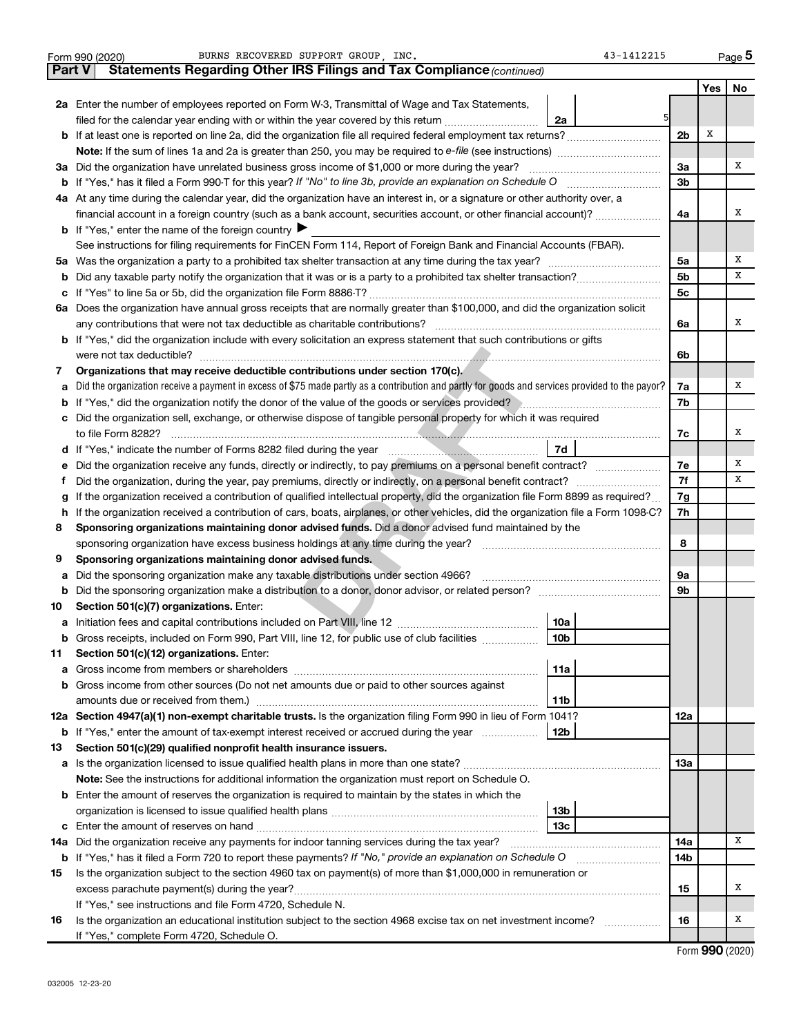Form 990 (2020) BURNS RECOVERED SUPPORT GROUP, INC. 43-1412215 Page 5

## Part V Statements Regarding Other IRS Filings and Tax Compliance *(continued)*

| | | | | | Yes | No |
|---|---|---|---|---|---|---|
| **2a** | Enter the number of employees reported on Form W-3, Transmittal of Wage and Tax Statements, filed for the calendar year ending with or within the year covered by this return | 2a | 5 | | | |
| **b** | If at least one is reported on line 2a, did the organization file all required federal employment tax returns? | | | 2b | X | |
| | **Note:** If the sum of lines 1a and 2a is greater than 250, you may be required to *e-file* (see instructions) | | | | | |
| **3a** | Did the organization have unrelated business gross income of $1,000 or more during the year? | | | 3a | | X |
| **b** | If "Yes," has it filed a Form 990-T for this year? *If "No" to line 3b, provide an explanation on Schedule O* | | | 3b | | |
| **4a** | At any time during the calendar year, did the organization have an interest in, or a signature or other authority over, a financial account in a foreign country (such as a bank account, securities account, or other financial account)? | | | 4a | | X |
| **b** | If "Yes," enter the name of the foreign country ▶ | | | | | |
| | See instructions for filing requirements for FinCEN Form 114, Report of Foreign Bank and Financial Accounts (FBAR). | | | | | |
| **5a** | Was the organization a party to a prohibited tax shelter transaction at any time during the tax year? | | | 5a | | X |
| **b** | Did any taxable party notify the organization that it was or is a party to a prohibited tax shelter transaction? | | | 5b | | X |
| **c** | If "Yes" to line 5a or 5b, did the organization file Form 8886-T? | | | 5c | | |
| **6a** | Does the organization have annual gross receipts that are normally greater than $100,000, and did the organization solicit any contributions that were not tax deductible as charitable contributions? | | | 6a | | X |
| **b** | If "Yes," did the organization include with every solicitation an express statement that such contributions or gifts were not tax deductible? | | | 6b | | |
| **7** | **Organizations that may receive deductible contributions under section 170(c).** | | | | | |
| **a** | Did the organization receive a payment in excess of $75 made partly as a contribution and partly for goods and services provided to the payor? | | | 7a | | X |
| **b** | If "Yes," did the organization notify the donor of the value of the goods or services provided? | | | 7b | | |
| **c** | Did the organization sell, exchange, or otherwise dispose of tangible personal property for which it was required to file Form 8282? | | | 7c | | X |
| **d** | If "Yes," indicate the number of Forms 8282 filed during the year | 7d | | | | |
| **e** | Did the organization receive any funds, directly or indirectly, to pay premiums on a personal benefit contract? | | | 7e | | X |
| **f** | Did the organization, during the year, pay premiums, directly or indirectly, on a personal benefit contract? | | | 7f | | X |
| **g** | If the organization received a contribution of qualified intellectual property, did the organization file Form 8899 as required? | | | 7g | | |
| **h** | If the organization received a contribution of cars, boats, airplanes, or other vehicles, did the organization file a Form 1098-C? | | | 7h | | |
| **8** | **Sponsoring organizations maintaining donor advised funds.** Did a donor advised fund maintained by the sponsoring organization have excess business holdings at any time during the year? | | | 8 | | |
| **9** | **Sponsoring organizations maintaining donor advised funds.** | | | | | |
| **a** | Did the sponsoring organization make any taxable distributions under section 4966? | | | 9a | | |
| **b** | Did the sponsoring organization make a distribution to a donor, donor advisor, or related person? | | | 9b | | |
| **10** | **Section 501(c)(7) organizations.** Enter: | | | | | |
| **a** | Initiation fees and capital contributions included on Part VIII, line 12 | 10a | | | | |
| **b** | Gross receipts, included on Form 990, Part VIII, line 12, for public use of club facilities | 10b | | | | |
| **11** | **Section 501(c)(12) organizations.** Enter: | | | | | |
| **a** | Gross income from members or shareholders | 11a | | | | |
| **b** | Gross income from other sources (Do not net amounts due or paid to other sources against amounts due or received from them.) | 11b | | | | |
| **12a** | **Section 4947(a)(1) non-exempt charitable trusts.** Is the organization filing Form 990 in lieu of Form 1041? | | | 12a | | |
| **b** | If "Yes," enter the amount of tax-exempt interest received or accrued during the year | 12b | | | | |
| **13** | **Section 501(c)(29) qualified nonprofit health insurance issuers.** | | | | | |
| **a** | Is the organization licensed to issue qualified health plans in more than one state? | | | 13a | | |
| | **Note:** See the instructions for additional information the organization must report on Schedule O. | | | | | |
| **b** | Enter the amount of reserves the organization is required to maintain by the states in which the organization is licensed to issue qualified health plans | 13b | | | | |
| **c** | Enter the amount of reserves on hand | 13c | | | | |
| **14a** | Did the organization receive any payments for indoor tanning services during the tax year? | | | 14a | | X |
| **b** | If "Yes," has it filed a Form 720 to report these payments? *If "No," provide an explanation on Schedule O* | | | 14b | | |
| **15** | Is the organization subject to the section 4960 tax on payment(s) of more than $1,000,000 in remuneration or excess parachute payment(s) during the year? | | | 15 | | X |
| | If "Yes," see instructions and file Form 4720, Schedule N. | | | | | |
| **16** | Is the organization an educational institution subject to the section 4968 excise tax on net investment income? | | | 16 | | X |
| | If "Yes," complete Form 4720, Schedule O. | | | | | |

Form **990** (2020)

032005 12-23-20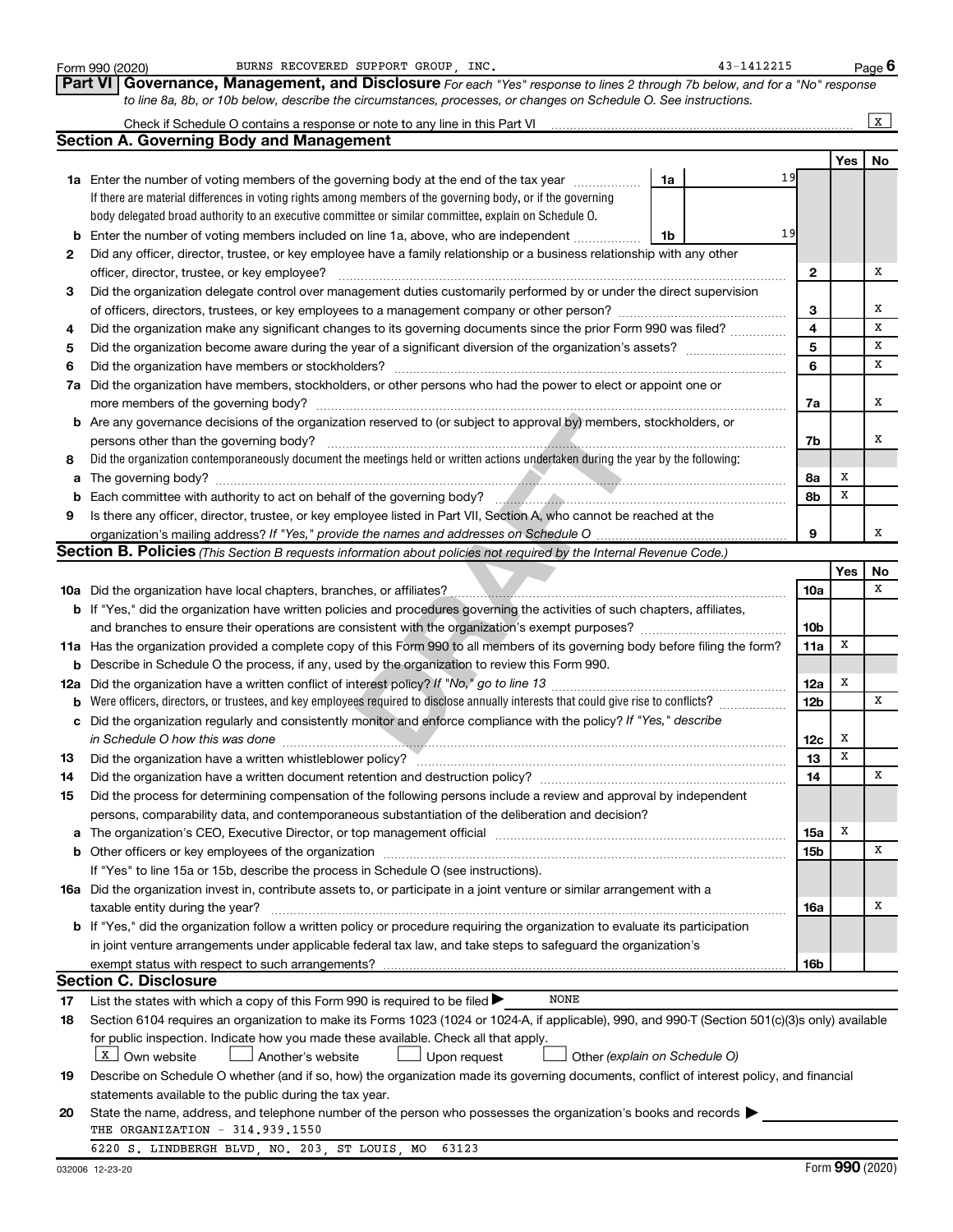Form 990 (2020) BURNS RECOVERED SUPPORT GROUP, INC. 43-1412215 Page 6

**Part VI Governance, Management, and Disclosure** *For each "Yes" response to lines 2 through 7b below, and for a "No" response to line 8a, 8b, or 10b below, describe the circumstances, processes, or changes on Schedule O. See instructions.*

Check if Schedule O contains a response or note to any line in this Part VI .......... [X]

## Section A. Governing Body and Management

| | | | | Yes | No |
|---|---|---|---|---|---|
| **1a** | Enter the number of voting members of the governing body at the end of the tax year .......... **1a** 19<br>If there are material differences in voting rights among members of the governing body, or if the governing body delegated broad authority to an executive committee or similar committee, explain on Schedule O. | | | | |
| **b** | Enter the number of voting members included on line 1a, above, who are independent .......... **1b** 19 | | | | |
| **2** | Did any officer, director, trustee, or key employee have a family relationship or a business relationship with any other officer, director, trustee, or key employee? | | **2** | | X |
| **3** | Did the organization delegate control over management duties customarily performed by or under the direct supervision of officers, directors, trustees, or key employees to a management company or other person? | | **3** | | X |
| **4** | Did the organization make any significant changes to its governing documents since the prior Form 990 was filed? | | **4** | | X |
| **5** | Did the organization become aware during the year of a significant diversion of the organization's assets? | | **5** | | X |
| **6** | Did the organization have members or stockholders? | | **6** | | X |
| **7a** | Did the organization have members, stockholders, or other persons who had the power to elect or appoint one or more members of the governing body? | | **7a** | | X |
| **b** | Are any governance decisions of the organization reserved to (or subject to approval by) members, stockholders, or persons other than the governing body? | | **7b** | | X |
| **8** | Did the organization contemporaneously document the meetings held or written actions undertaken during the year by the following: | | | | |
| **a** | The governing body? | | **8a** | X | |
| **b** | Each committee with authority to act on behalf of the governing body? | | **8b** | X | |
| **9** | Is there any officer, director, trustee, or key employee listed in Part VII, Section A, who cannot be reached at the organization's mailing address? *If "Yes," provide the names and addresses on Schedule O* | | **9** | | X |

## Section B. Policies *(This Section B requests information about policies not required by the Internal Revenue Code.)*

| | | | Yes | No |
|---|---|---|---|---|
| **10a** | Did the organization have local chapters, branches, or affiliates? | **10a** | | X |
| **b** | If "Yes," did the organization have written policies and procedures governing the activities of such chapters, affiliates, and branches to ensure their operations are consistent with the organization's exempt purposes? | **10b** | | |
| **11a** | Has the organization provided a complete copy of this Form 990 to all members of its governing body before filing the form? | **11a** | X | |
| **b** | Describe in Schedule O the process, if any, used by the organization to review this Form 990. | | | |
| **12a** | Did the organization have a written conflict of interest policy? *If "No," go to line 13* | **12a** | X | |
| **b** | Were officers, directors, or trustees, and key employees required to disclose annually interests that could give rise to conflicts? | **12b** | | X |
| **c** | Did the organization regularly and consistently monitor and enforce compliance with the policy? *If "Yes," describe in Schedule O how this was done* | **12c** | X | |
| **13** | Did the organization have a written whistleblower policy? | **13** | X | |
| **14** | Did the organization have a written document retention and destruction policy? | **14** | | X |
| **15** | Did the process for determining compensation of the following persons include a review and approval by independent persons, comparability data, and contemporaneous substantiation of the deliberation and decision? | | | |
| **a** | The organization's CEO, Executive Director, or top management official | **15a** | X | |
| **b** | Other officers or key employees of the organization | **15b** | | X |
| | If "Yes" to line 15a or 15b, describe the process in Schedule O (see instructions). | | | |
| **16a** | Did the organization invest in, contribute assets to, or participate in a joint venture or similar arrangement with a taxable entity during the year? | **16a** | | X |
| **b** | If "Yes," did the organization follow a written policy or procedure requiring the organization to evaluate its participation in joint venture arrangements under applicable federal tax law, and take steps to safeguard the organization's exempt status with respect to such arrangements? | **16b** | | |

## Section C. Disclosure

**17** List the states with which a copy of this Form 990 is required to be filed ▶ NONE

**18** Section 6104 requires an organization to make its Forms 1023 (1024 or 1024-A, if applicable), 990, and 990-T (Section 501(c)(3)s only) available for public inspection. Indicate how you made these available. Check all that apply.

[X] Own website [ ] Another's website [ ] Upon request [ ] Other *(explain on Schedule O)*

**19** Describe on Schedule O whether (and if so, how) the organization made its governing documents, conflict of interest policy, and financial statements available to the public during the tax year.

**20** State the name, address, and telephone number of the person who possesses the organization's books and records ▶

THE ORGANIZATION - 314.939.1550

6220 S. LINDBERGH BLVD, NO. 203, ST LOUIS, MO 63123

032006 12-23-20 Form **990** (2020)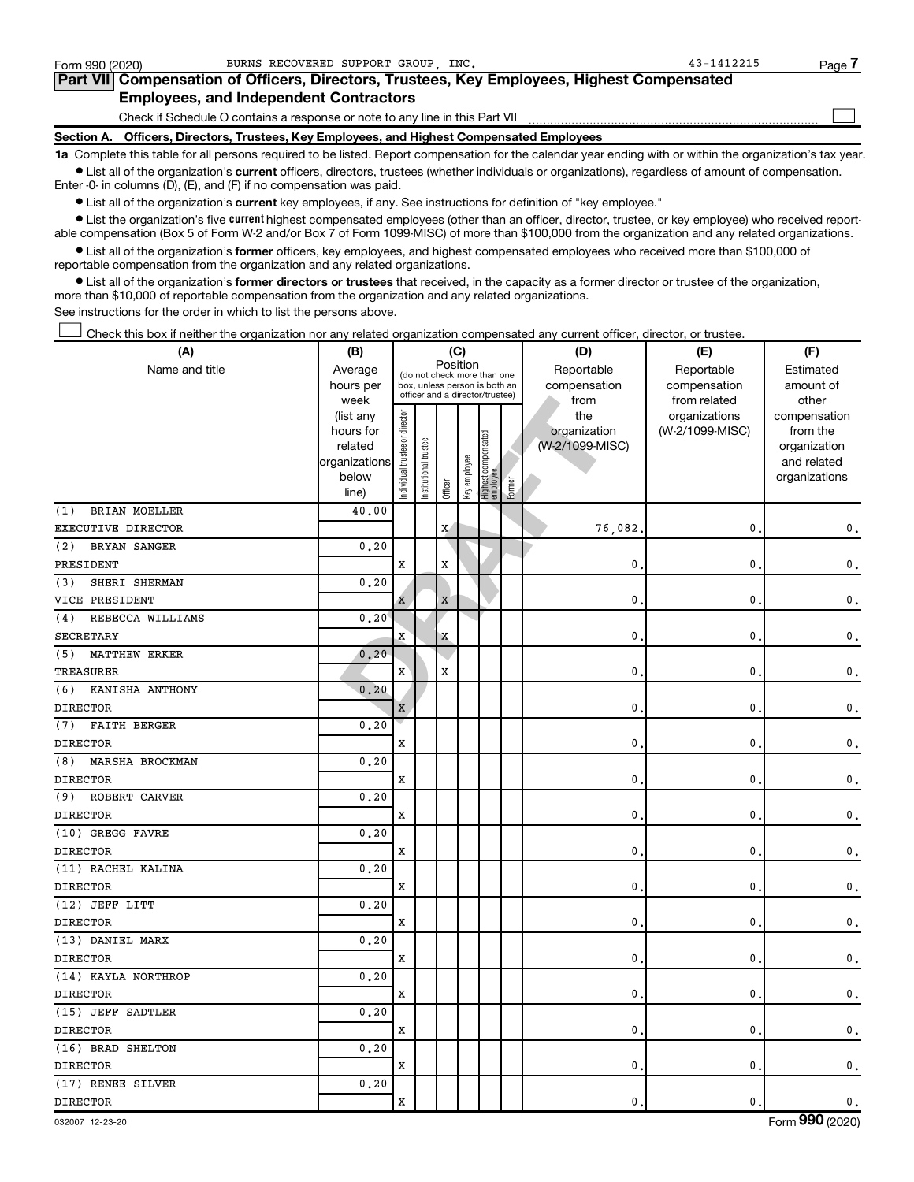Form 990 (2020) BURNS RECOVERED SUPPORT GROUP, INC. 43-1412215

## Part VII Compensation of Officers, Directors, Trustees, Key Employees, Highest Compensated Employees, and Independent Contractors

Check if Schedule O contains a response or note to any line in this Part VII ☐

### Section A. Officers, Directors, Trustees, Key Employees, and Highest Compensated Employees

**1a** Complete this table for all persons required to be listed. Report compensation for the calendar year ending with or within the organization's tax year.

- List all of the organization's **current** officers, directors, trustees (whether individuals or organizations), regardless of amount of compensation. Enter -0- in columns (D), (E), and (F) if no compensation was paid.
- List all of the organization's **current** key employees, if any. See instructions for definition of "key employee."
- List the organization's five **current** highest compensated employees (other than an officer, director, trustee, or key employee) who received reportable compensation (Box 5 of Form W-2 and/or Box 7 of Form 1099-MISC) of more than $100,000 from the organization and any related organizations.
- List all of the organization's **former** officers, key employees, and highest compensated employees who received more than $100,000 of reportable compensation from the organization and any related organizations.
- List all of the organization's **former directors or trustees** that received, in the capacity as a former director or trustee of the organization, more than $10,000 of reportable compensation from the organization and any related organizations.

See instructions for the order in which to list the persons above.

☐ Check this box if neither the organization nor any related organization compensated any current officer, director, or trustee.

| (A) Name and title | (B) Average hours per week (list any hours for related organizations below line) | (C) Position: Individual trustee or director | Institutional trustee | Officer | Key employee | Highest compensated employee | Former | (D) Reportable compensation from the organization (W-2/1099-MISC) | (E) Reportable compensation from related organizations (W-2/1099-MISC) | (F) Estimated amount of other compensation from the organization and related organizations |
|---|---|---|---|---|---|---|---|---|---|---|
| (1) BRIAN MOELLER<br>EXECUTIVE DIRECTOR | 40.00 | | | X | | | | 76,082. | 0. | 0. |
| (2) BRYAN SANGER<br>PRESIDENT | 0.20 | X | | X | | | | 0. | 0. | 0. |
| (3) SHERI SHERMAN<br>VICE PRESIDENT | 0.20 | X | | X | | | | 0. | 0. | 0. |
| (4) REBECCA WILLIAMS<br>SECRETARY | 0.20 | X | | X | | | | 0. | 0. | 0. |
| (5) MATTHEW ERKER<br>TREASURER | 0.20 | X | | X | | | | 0. | 0. | 0. |
| (6) KANISHA ANTHONY<br>DIRECTOR | 0.20 | X | | | | | | 0. | 0. | 0. |
| (7) FAITH BERGER<br>DIRECTOR | 0.20 | X | | | | | | 0. | 0. | 0. |
| (8) MARSHA BROCKMAN<br>DIRECTOR | 0.20 | X | | | | | | 0. | 0. | 0. |
| (9) ROBERT CARVER<br>DIRECTOR | 0.20 | X | | | | | | 0. | 0. | 0. |
| (10) GREGG FAVRE<br>DIRECTOR | 0.20 | X | | | | | | 0. | 0. | 0. |
| (11) RACHEL KALINA<br>DIRECTOR | 0.20 | X | | | | | | 0. | 0. | 0. |
| (12) JEFF LITT<br>DIRECTOR | 0.20 | X | | | | | | 0. | 0. | 0. |
| (13) DANIEL MARX<br>DIRECTOR | 0.20 | X | | | | | | 0. | 0. | 0. |
| (14) KAYLA NORTHROP<br>DIRECTOR | 0.20 | X | | | | | | 0. | 0. | 0. |
| (15) JEFF SADTLER<br>DIRECTOR | 0.20 | X | | | | | | 0. | 0. | 0. |
| (16) BRAD SHELTON<br>DIRECTOR | 0.20 | X | | | | | | 0. | 0. | 0. |
| (17) RENEE SILVER<br>DIRECTOR | 0.20 | X | | | | | | 0. | 0. | 0. |

032007 12-23-20 Form 990 (2020)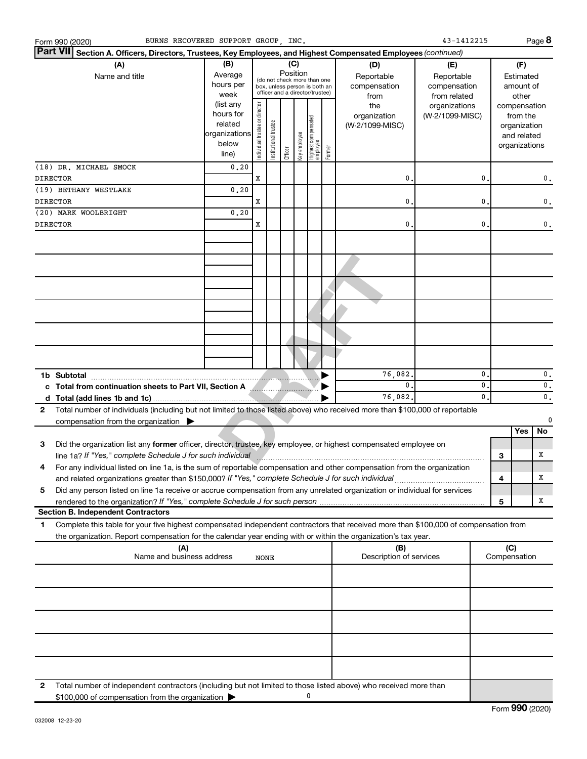Form 990 (2020) BURNS RECOVERED SUPPORT GROUP, INC. 43-1412215

**Part VII Section A. Officers, Directors, Trustees, Key Employees, and Highest Compensated Employees** *(continued)*

| (A) Name and title | (B) Average hours per week (list any hours for related organizations below line) | (C) Position: Individual trustee or director | Institutional trustee | Officer | Key employee | Highest compensated employee | Former | (D) Reportable compensation from the organization (W-2/1099-MISC) | (E) Reportable compensation from related organizations (W-2/1099-MISC) | (F) Estimated amount of other compensation from the organization and related organizations |
|---|---|---|---|---|---|---|---|---|---|---|
| (18) DR. MICHAEL SMOCK<br>DIRECTOR | 0.20 | X | | | | | | 0. | 0. | 0. |
| (19) BETHANY WESTLAKE<br>DIRECTOR | 0.20 | X | | | | | | 0. | 0. | 0. |
| (20) MARK WOOLBRIGHT<br>DIRECTOR | 0.20 | X | | | | | | 0. | 0. | 0. |
| **1b Subtotal** | | | | | | | | 76,082. | 0. | 0. |
| **c Total from continuation sheets to Part VII, Section A** | | | | | | | | 0. | 0. | 0. |
| **d Total (add lines 1b and 1c)** | | | | | | | | 76,082. | 0. | 0. |

**2** Total number of individuals (including but not limited to those listed above) who received more than $100,000 of reportable compensation from the organization ▶ 0

| | | Yes | No |
|---|---|---|---|
| **3** Did the organization list any **former** officer, director, trustee, key employee, or highest compensated employee on line 1a? *If "Yes," complete Schedule J for such individual* | 3 | | X |
| **4** For any individual listed on line 1a, is the sum of reportable compensation and other compensation from the organization and related organizations greater than $150,000? *If "Yes," complete Schedule J for such individual* | 4 | | X |
| **5** Did any person listed on line 1a receive or accrue compensation from any unrelated organization or individual for services rendered to the organization? *If "Yes," complete Schedule J for such person* | 5 | | X |

**Section B. Independent Contractors**

**1** Complete this table for your five highest compensated independent contractors that received more than $100,000 of compensation from the organization. Report compensation for the calendar year ending with or within the organization's tax year.

| (A) Name and business address | (B) Description of services | (C) Compensation |
|---|---|---|
| NONE | | |
| | | |
| | | |
| | | |
| | | |

**2** Total number of independent contractors (including but not limited to those listed above) who received more than $100,000 of compensation from the organization ▶ 0

Form **990** (2020)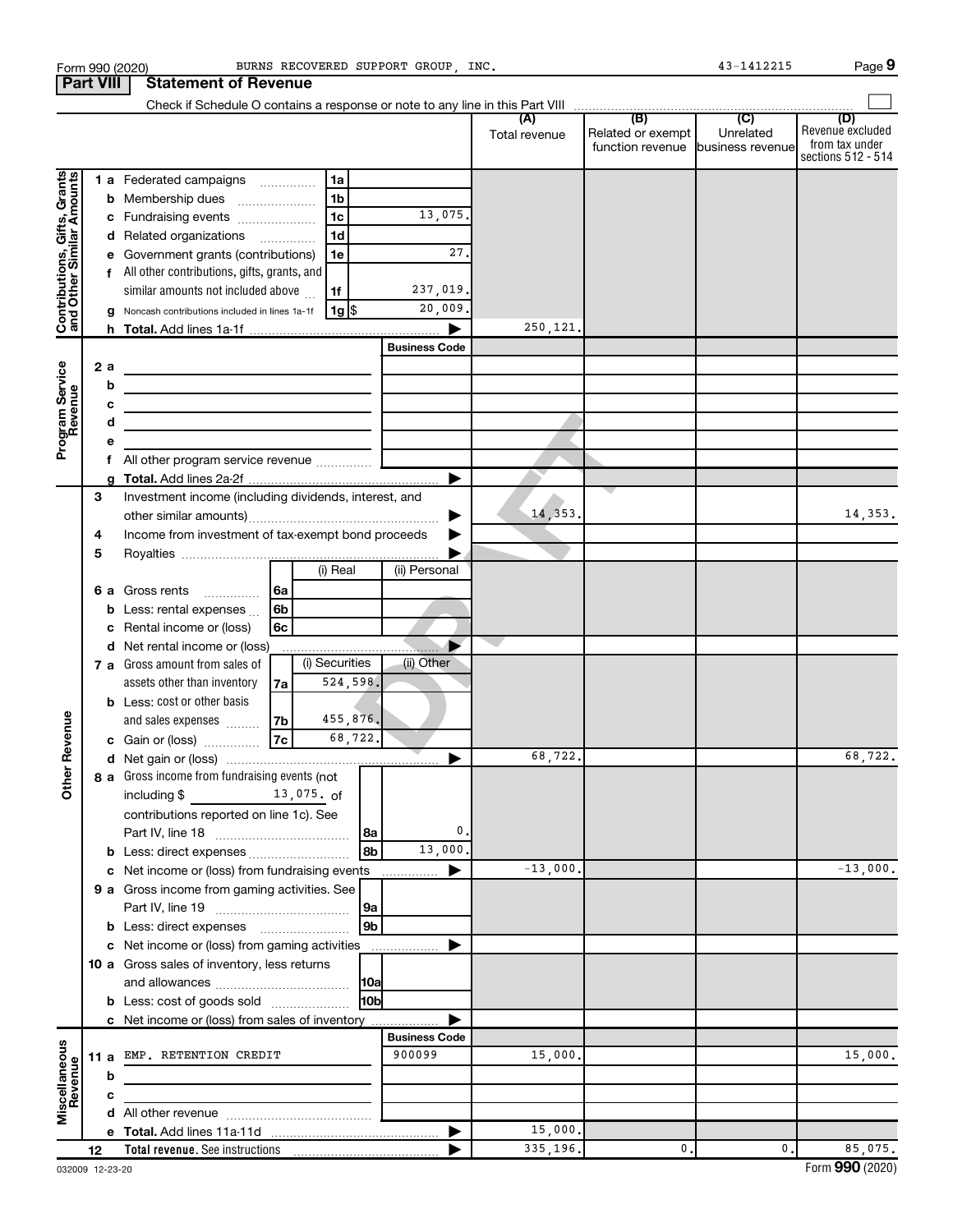Form 990 (2020) BURNS RECOVERED SUPPORT GROUP, INC. 43-1412215

## Part VIII Statement of Revenue

Check if Schedule O contains a response or note to any line in this Part VIII

| | | | | (A) Total revenue | (B) Related or exempt function revenue | (C) Unrelated business revenue | (D) Revenue excluded from tax under sections 512 - 514 |
|---|---|---|---|---|---|---|---|
| **Contributions, Gifts, Grants and Other Similar Amounts** | 1a Federated campaigns | 1a | | | | | |
| | b Membership dues | 1b | | | | | |
| | c Fundraising events | 1c | 13,075. | | | | |
| | d Related organizations | 1d | | | | | |
| | e Government grants (contributions) | 1e | 27. | | | | |
| | f All other contributions, gifts, grants, and similar amounts not included above | 1f | 237,019. | | | | |
| | g Noncash contributions included in lines 1a-1f | 1g $ | 20,009. | | | | |
| | h Total. Add lines 1a-1f | | ▶ | 250,121. | | | |
| **Program Service Revenue** | | | Business Code | | | | |
| | 2 a | | | | | | |
| | b | | | | | | |
| | c | | | | | | |
| | d | | | | | | |
| | e | | | | | | |
| | f All other program service revenue | | | | | | |
| | g Total. Add lines 2a-2f | | ▶ | | | | |
| **Other Revenue** | 3 Investment income (including dividends, interest, and other similar amounts) | | ▶ | 14,353. | | | 14,353. |
| | 4 Income from investment of tax-exempt bond proceeds | | ▶ | | | | |
| | 5 Royalties | | ▶ | | | | |
| | | (i) Real | (ii) Personal | | | | |
| | 6 a Gross rents (6a) | | | | | | |
| | b Less: rental expenses (6b) | | | | | | |
| | c Rental income or (loss) (6c) | | | | | | |
| | d Net rental income or (loss) | | ▶ | | | | |
| | 7 a Gross amount from sales of assets other than inventory (7a) | (i) Securities 524,598. | (ii) Other | | | | |
| | b Less: cost or other basis and sales expenses (7b) | 455,876. | | | | | |
| | c Gain or (loss) (7c) | 68,722. | | | | | |
| | d Net gain or (loss) | | ▶ | 68,722. | | | 68,722. |
| | 8 a Gross income from fundraising events (not including $ 13,075. of contributions reported on line 1c). See Part IV, line 18 | 8a | 0. | | | | |
| | b Less: direct expenses | 8b | 13,000. | | | | |
| | c Net income or (loss) from fundraising events | | ▶ | -13,000. | | | -13,000. |
| | 9 a Gross income from gaming activities. See Part IV, line 19 | 9a | | | | | |
| | b Less: direct expenses | 9b | | | | | |
| | c Net income or (loss) from gaming activities | | ▶ | | | | |
| | 10 a Gross sales of inventory, less returns and allowances | 10a | | | | | |
| | b Less: cost of goods sold | 10b | | | | | |
| | c Net income or (loss) from sales of inventory | | ▶ | | | | |
| **Miscellaneous Revenue** | | | Business Code | | | | |
| | 11 a EMP. RETENTION CREDIT | | 900099 | 15,000. | | | 15,000. |
| | b | | | | | | |
| | c | | | | | | |
| | d All other revenue | | | | | | |
| | e Total. Add lines 11a-11d | | ▶ | 15,000. | | | |
| | 12 Total revenue. See instructions | | ▶ | 335,196. | 0. | 0. | 85,075. |

032009 12-23-20

Form **990** (2020)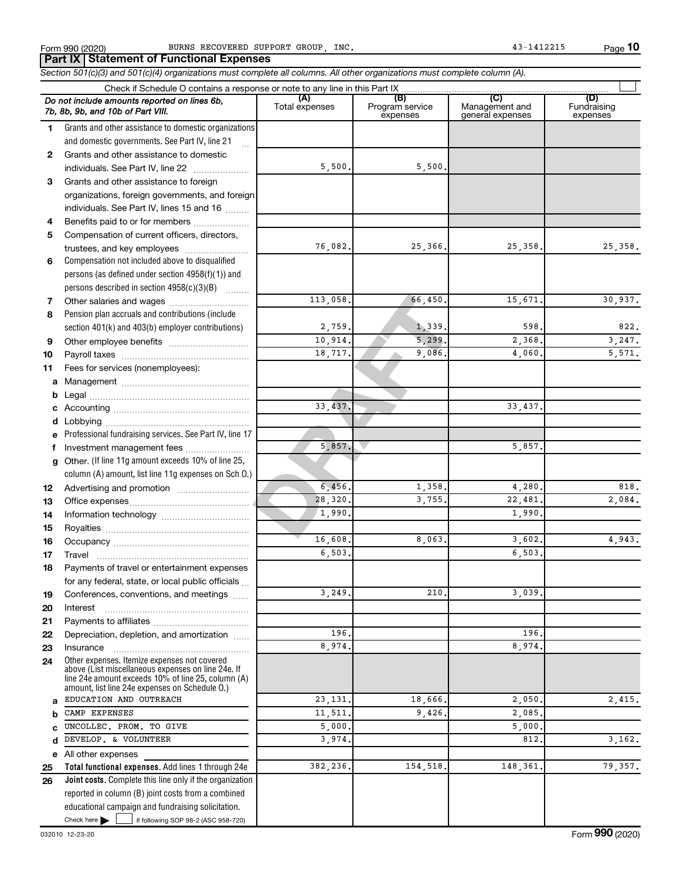Form 990 (2020) BURNS RECOVERED SUPPORT GROUP, INC. 43-1412215

## Part IX Statement of Functional Expenses

*Section 501(c)(3) and 501(c)(4) organizations must complete all columns. All other organizations must complete column (A).*

Check if Schedule O contains a response or note to any line in this Part IX

| | *Do not include amounts reported on lines 6b, 7b, 8b, 9b, and 10b of Part VIII.* | (A) Total expenses | (B) Program service expenses | (C) Management and general expenses | (D) Fundraising expenses |
|---|---|---|---|---|---|
| 1 | Grants and other assistance to domestic organizations and domestic governments. See Part IV, line 21 | | | | |
| 2 | Grants and other assistance to domestic individuals. See Part IV, line 22 | 5,500. | 5,500. | | |
| 3 | Grants and other assistance to foreign organizations, foreign governments, and foreign individuals. See Part IV, lines 15 and 16 | | | | |
| 4 | Benefits paid to or for members | | | | |
| 5 | Compensation of current officers, directors, trustees, and key employees | 76,082. | 25,366. | 25,358. | 25,358. |
| 6 | Compensation not included above to disqualified persons (as defined under section 4958(f)(1)) and persons described in section 4958(c)(3)(B) | | | | |
| 7 | Other salaries and wages | 113,058. | 66,450. | 15,671. | 30,937. |
| 8 | Pension plan accruals and contributions (include section 401(k) and 403(b) employer contributions) | 2,759. | 1,339. | 598. | 822. |
| 9 | Other employee benefits | 10,914. | 5,299. | 2,368. | 3,247. |
| 10 | Payroll taxes | 18,717. | 9,086. | 4,060. | 5,571. |
| 11 | Fees for services (nonemployees): | | | | |
| a | Management | | | | |
| b | Legal | | | | |
| c | Accounting | 33,437. | | 33,437. | |
| d | Lobbying | | | | |
| e | Professional fundraising services. See Part IV, line 17 | | | | |
| f | Investment management fees | 5,857. | | 5,857. | |
| g | Other. (If line 11g amount exceeds 10% of line 25, column (A) amount, list line 11g expenses on Sch O.) | | | | |
| 12 | Advertising and promotion | 6,456. | 1,358. | 4,280. | 818. |
| 13 | Office expenses | 28,320. | 3,755. | 22,481. | 2,084. |
| 14 | Information technology | 1,990. | | 1,990. | |
| 15 | Royalties | | | | |
| 16 | Occupancy | 16,608. | 8,063. | 3,602. | 4,943. |
| 17 | Travel | 6,503. | | 6,503. | |
| 18 | Payments of travel or entertainment expenses for any federal, state, or local public officials | | | | |
| 19 | Conferences, conventions, and meetings | 3,249. | 210. | 3,039. | |
| 20 | Interest | | | | |
| 21 | Payments to affiliates | | | | |
| 22 | Depreciation, depletion, and amortization | 196. | | 196. | |
| 23 | Insurance | 8,974. | | 8,974. | |
| 24 | Other expenses. Itemize expenses not covered above (List miscellaneous expenses on line 24e. If line 24e amount exceeds 10% of line 25, column (A) amount, list line 24e expenses on Schedule O.) | | | | |
| a | EDUCATION AND OUTREACH | 23,131. | 18,666. | 2,050. | 2,415. |
| b | CAMP EXPENSES | 11,511. | 9,426. | 2,085. | |
| c | UNCOLLEC. PROM. TO GIVE | 5,000. | | 5,000. | |
| d | DEVELOP. & VOLUNTEER | 3,974. | | 812. | 3,162. |
| e | All other expenses | | | | |
| 25 | **Total functional expenses.** Add lines 1 through 24e | 382,236. | 154,518. | 148,361. | 79,357. |
| 26 | **Joint costs.** Complete this line only if the organization reported in column (B) joint costs from a combined educational campaign and fundraising solicitation. Check here ☐ if following SOP 98-2 (ASC 958-720) | | | | |

032010 12-23-20

Form **990** (2020)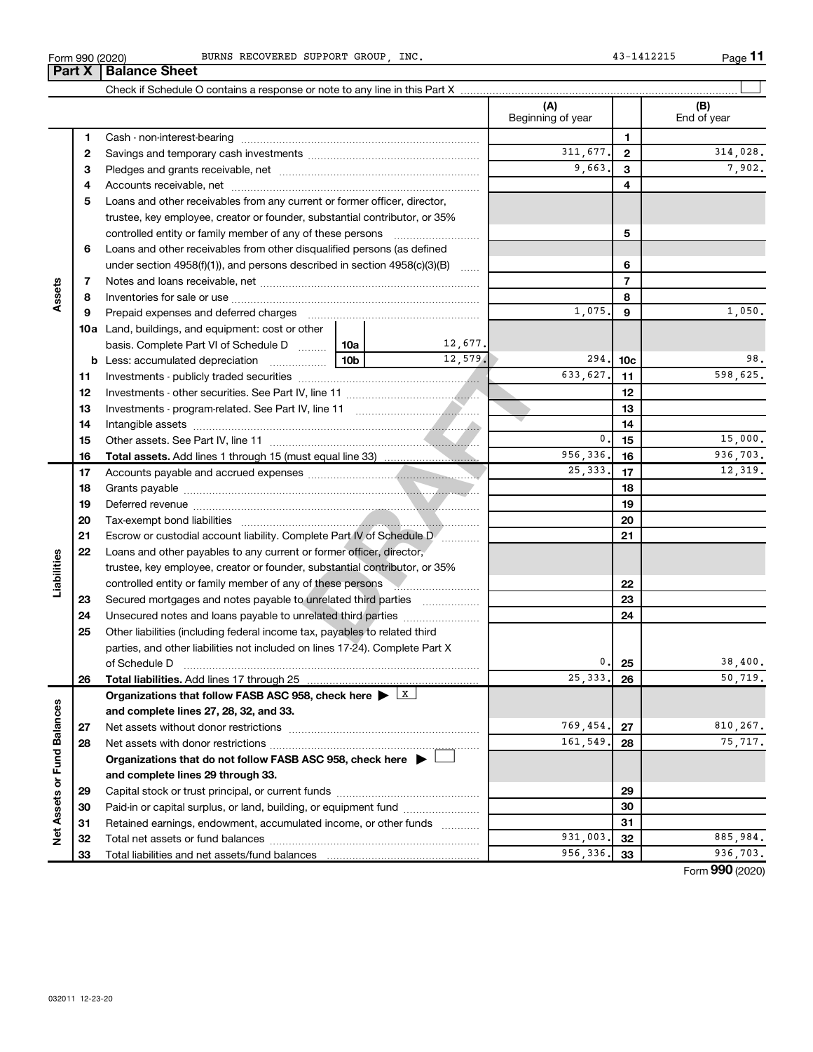Form 990 (2020) BURNS RECOVERED SUPPORT GROUP, INC. 43-1412215

## Part X Balance Sheet

Check if Schedule O contains a response or note to any line in this Part X

| | | | | (A) Beginning of year | | (B) End of year |
|---|---|---|---|---|---|---|
| Assets | 1 | Cash - non-interest-bearing | | | 1 | |
| | 2 | Savings and temporary cash investments | | 311,677. | 2 | 314,028. |
| | 3 | Pledges and grants receivable, net | | 9,663. | 3 | 7,902. |
| | 4 | Accounts receivable, net | | | 4 | |
| | 5 | Loans and other receivables from any current or former officer, director, trustee, key employee, creator or founder, substantial contributor, or 35% controlled entity or family member of any of these persons | | | 5 | |
| | 6 | Loans and other receivables from other disqualified persons (as defined under section 4958(f)(1)), and persons described in section 4958(c)(3)(B) | | | 6 | |
| | 7 | Notes and loans receivable, net | | | 7 | |
| | 8 | Inventories for sale or use | | | 8 | |
| | 9 | Prepaid expenses and deferred charges | | 1,075. | 9 | 1,050. |
| | 10a | Land, buildings, and equipment: cost or other basis. Complete Part VI of Schedule D | 10a 12,677. | | | |
| | b | Less: accumulated depreciation | 10b 12,579. | 294. | 10c | 98. |
| | 11 | Investments - publicly traded securities | | 633,627. | 11 | 598,625. |
| | 12 | Investments - other securities. See Part IV, line 11 | | | 12 | |
| | 13 | Investments - program-related. See Part IV, line 11 | | | 13 | |
| | 14 | Intangible assets | | | 14 | |
| | 15 | Other assets. See Part IV, line 11 | | 0. | 15 | 15,000. |
| | 16 | **Total assets.** Add lines 1 through 15 (must equal line 33) | | 956,336. | 16 | 936,703. |
| Liabilities | 17 | Accounts payable and accrued expenses | | 25,333. | 17 | 12,319. |
| | 18 | Grants payable | | | 18 | |
| | 19 | Deferred revenue | | | 19 | |
| | 20 | Tax-exempt bond liabilities | | | 20 | |
| | 21 | Escrow or custodial account liability. Complete Part IV of Schedule D | | | 21 | |
| | 22 | Loans and other payables to any current or former officer, director, trustee, key employee, creator or founder, substantial contributor, or 35% controlled entity or family member of any of these persons | | | 22 | |
| | 23 | Secured mortgages and notes payable to unrelated third parties | | | 23 | |
| | 24 | Unsecured notes and loans payable to unrelated third parties | | | 24 | |
| | 25 | Other liabilities (including federal income tax, payables to related third parties, and other liabilities not included on lines 17-24). Complete Part X of Schedule D | | 0. | 25 | 38,400. |
| | 26 | **Total liabilities.** Add lines 17 through 25 | | 25,333. | 26 | 50,719. |
| Net Assets or Fund Balances | | **Organizations that follow FASB ASC 958, check here ▶ X and complete lines 27, 28, 32, and 33.** | | | | |
| | 27 | Net assets without donor restrictions | | 769,454. | 27 | 810,267. |
| | 28 | Net assets with donor restrictions | | 161,549. | 28 | 75,717. |
| | | **Organizations that do not follow FASB ASC 958, check here ▶ ☐ and complete lines 29 through 33.** | | | | |
| | 29 | Capital stock or trust principal, or current funds | | | 29 | |
| | 30 | Paid-in or capital surplus, or land, building, or equipment fund | | | 30 | |
| | 31 | Retained earnings, endowment, accumulated income, or other funds | | | 31 | |
| | 32 | Total net assets or fund balances | | 931,003. | 32 | 885,984. |
| | 33 | Total liabilities and net assets/fund balances | | 956,336. | 33 | 936,703. |

Form **990** (2020)

DRAFT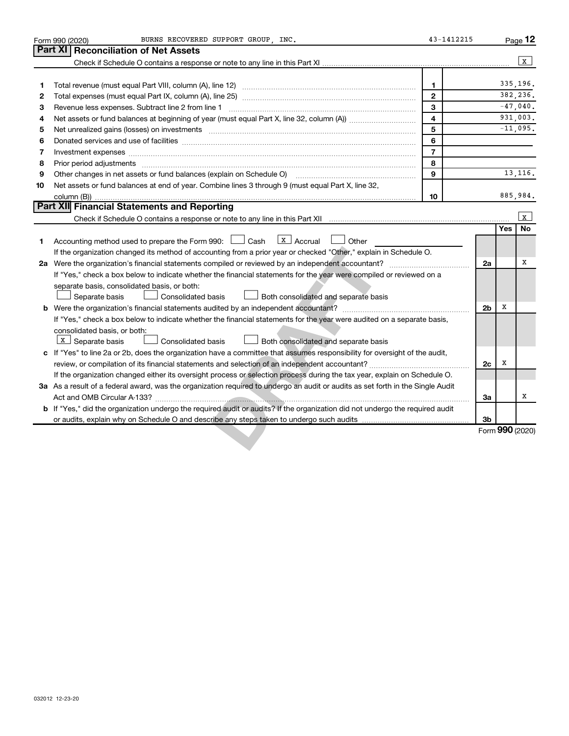Form 990 (2020) BURNS RECOVERED SUPPORT GROUP, INC. 43-1412215 Page **12**

## Part XI Reconciliation of Net Assets

Check if Schedule O contains a response or note to any line in this Part XI .......... [X]

| | | | |
|---|---|---|---|
| 1 | Total revenue (must equal Part VIII, column (A), line 12) | 1 | 335,196. |
| 2 | Total expenses (must equal Part IX, column (A), line 25) | 2 | 382,236. |
| 3 | Revenue less expenses. Subtract line 2 from line 1 | 3 | -47,040. |
| 4 | Net assets or fund balances at beginning of year (must equal Part X, line 32, column (A)) | 4 | 931,003. |
| 5 | Net unrealized gains (losses) on investments | 5 | -11,095. |
| 6 | Donated services and use of facilities | 6 | |
| 7 | Investment expenses | 7 | |
| 8 | Prior period adjustments | 8 | |
| 9 | Other changes in net assets or fund balances (explain on Schedule O) | 9 | 13,116. |
| 10 | Net assets or fund balances at end of year. Combine lines 3 through 9 (must equal Part X, line 32, column (B)) | 10 | 885,984. |

## Part XII Financial Statements and Reporting

Check if Schedule O contains a response or note to any line in this Part XII .......... [X]

| | | | Yes | No |
|---|---|---|---|---|
| 1 | Accounting method used to prepare the Form 990: [ ] Cash [X] Accrual [ ] Other ______<br>If the organization changed its method of accounting from a prior year or checked "Other," explain in Schedule O. | | | |
| 2a | Were the organization's financial statements compiled or reviewed by an independent accountant? | 2a | | X |
| | If "Yes," check a box below to indicate whether the financial statements for the year were compiled or reviewed on a separate basis, consolidated basis, or both:<br>[ ] Separate basis [ ] Consolidated basis [ ] Both consolidated and separate basis | | | |
| b | Were the organization's financial statements audited by an independent accountant? | 2b | X | |
| | If "Yes," check a box below to indicate whether the financial statements for the year were audited on a separate basis, consolidated basis, or both:<br>[X] Separate basis [ ] Consolidated basis [ ] Both consolidated and separate basis | | | |
| c | If "Yes" to line 2a or 2b, does the organization have a committee that assumes responsibility for oversight of the audit, review, or compilation of its financial statements and selection of an independent accountant? | 2c | X | |
| | If the organization changed either its oversight process or selection process during the tax year, explain on Schedule O. | | | |
| 3a | As a result of a federal award, was the organization required to undergo an audit or audits as set forth in the Single Audit Act and OMB Circular A-133? | 3a | | X |
| b | If "Yes," did the organization undergo the required audit or audits? If the organization did not undergo the required audit or audits, explain why on Schedule O and describe any steps taken to undergo such audits | 3b | | |

Form **990** (2020)

032012 12-23-20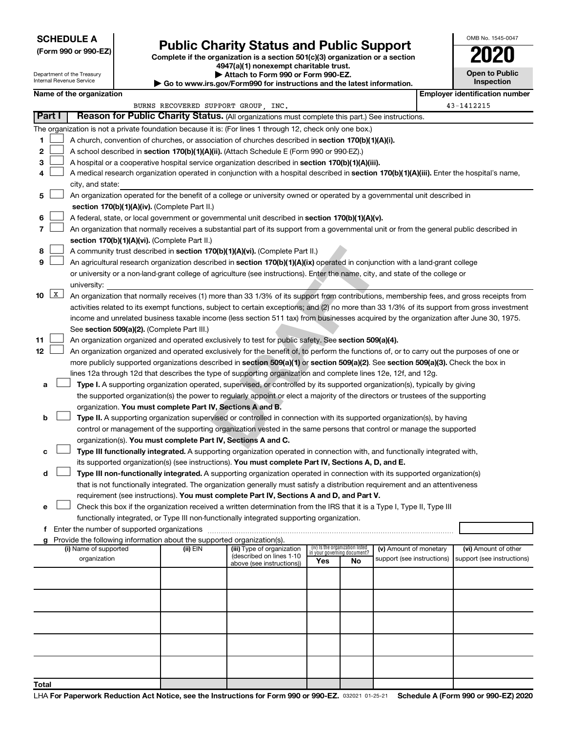**SCHEDULE A**
**(Form 990 or 990-EZ)**

Department of the Treasury
Internal Revenue Service

# Public Charity Status and Public Support

**Complete if the organization is a section 501(c)(3) organization or a section 4947(a)(1) nonexempt charitable trust.**
**▶ Attach to Form 990 or Form 990-EZ.**
**▶ Go to www.irs.gov/Form990 for instructions and the latest information.**

OMB No. 1545-0047
**2020**
**Open to Public Inspection**

**Name of the organization:** BURNS RECOVERED SUPPORT GROUP, INC.
**Employer identification number:** 43-1412215

## Part I — Reason for Public Charity Status. (All organizations must complete this part.) See instructions.

The organization is not a private foundation because it is: (For lines 1 through 12, check only one box.)

1. ☐ A church, convention of churches, or association of churches described in **section 170(b)(1)(A)(i).**
2. ☐ A school described in **section 170(b)(1)(A)(ii).** (Attach Schedule E (Form 990 or 990-EZ).)
3. ☐ A hospital or a cooperative hospital service organization described in **section 170(b)(1)(A)(iii).**
4. ☐ A medical research organization operated in conjunction with a hospital described in **section 170(b)(1)(A)(iii).** Enter the hospital's name, city, and state: ______
5. ☐ An organization operated for the benefit of a college or university owned or operated by a governmental unit described in **section 170(b)(1)(A)(iv).** (Complete Part II.)
6. ☐ A federal, state, or local government or governmental unit described in **section 170(b)(1)(A)(v).**
7. ☐ An organization that normally receives a substantial part of its support from a governmental unit or from the general public described in **section 170(b)(1)(A)(vi).** (Complete Part II.)
8. ☐ A community trust described in **section 170(b)(1)(A)(vi).** (Complete Part II.)
9. ☐ An agricultural research organization described in **section 170(b)(1)(A)(ix)** operated in conjunction with a land-grant college or university or a non-land-grant college of agriculture (see instructions). Enter the name, city, and state of the college or university: ______
10. ☒ An organization that normally receives (1) more than 33 1/3% of its support from contributions, membership fees, and gross receipts from activities related to its exempt functions, subject to certain exceptions; and (2) no more than 33 1/3% of its support from gross investment income and unrelated business taxable income (less section 511 tax) from businesses acquired by the organization after June 30, 1975. See **section 509(a)(2).** (Complete Part III.)
11. ☐ An organization organized and operated exclusively to test for public safety. See **section 509(a)(4).**
12. ☐ An organization organized and operated exclusively for the benefit of, to perform the functions of, or to carry out the purposes of one or more publicly supported organizations described in **section 509(a)(1)** or **section 509(a)(2).** See **section 509(a)(3).** Check the box in lines 12a through 12d that describes the type of supporting organization and complete lines 12e, 12f, and 12g.
   - **a** ☐ **Type I.** A supporting organization operated, supervised, or controlled by its supported organization(s), typically by giving the supported organization(s) the power to regularly appoint or elect a majority of the directors or trustees of the supporting organization. **You must complete Part IV, Sections A and B.**
   - **b** ☐ **Type II.** A supporting organization supervised or controlled in connection with its supported organization(s), by having control or management of the supporting organization vested in the same persons that control or manage the supported organization(s). **You must complete Part IV, Sections A and C.**
   - **c** ☐ **Type III functionally integrated.** A supporting organization operated in connection with, and functionally integrated with, its supported organization(s) (see instructions). **You must complete Part IV, Sections A, D, and E.**
   - **d** ☐ **Type III non-functionally integrated.** A supporting organization operated in connection with its supported organization(s) that is not functionally integrated. The organization generally must satisfy a distribution requirement and an attentiveness requirement (see instructions). **You must complete Part IV, Sections A and D, and Part V.**
   - **e** ☐ Check this box if the organization received a written determination from the IRS that it is a Type I, Type II, Type III functionally integrated, or Type III non-functionally integrated supporting organization.
   - **f** Enter the number of supported organizations ______
   - **g** Provide the following information about the supported organization(s).

| (i) Name of supported organization | (ii) EIN | (iii) Type of organization (described on lines 1-10 above (see instructions)) | (iv) Is the organization listed in your governing document? Yes | No | (v) Amount of monetary support (see instructions) | (vi) Amount of other support (see instructions) |
|---|---|---|---|---|---|---|
| | | | | | | |
| | | | | | | |
| | | | | | | |
| | | | | | | |
| | | | | | | |
| **Total** | | | | | | |

LHA **For Paperwork Reduction Act Notice, see the Instructions for Form 990 or 990-EZ.** 032021 01-25-21 **Schedule A (Form 990 or 990-EZ) 2020**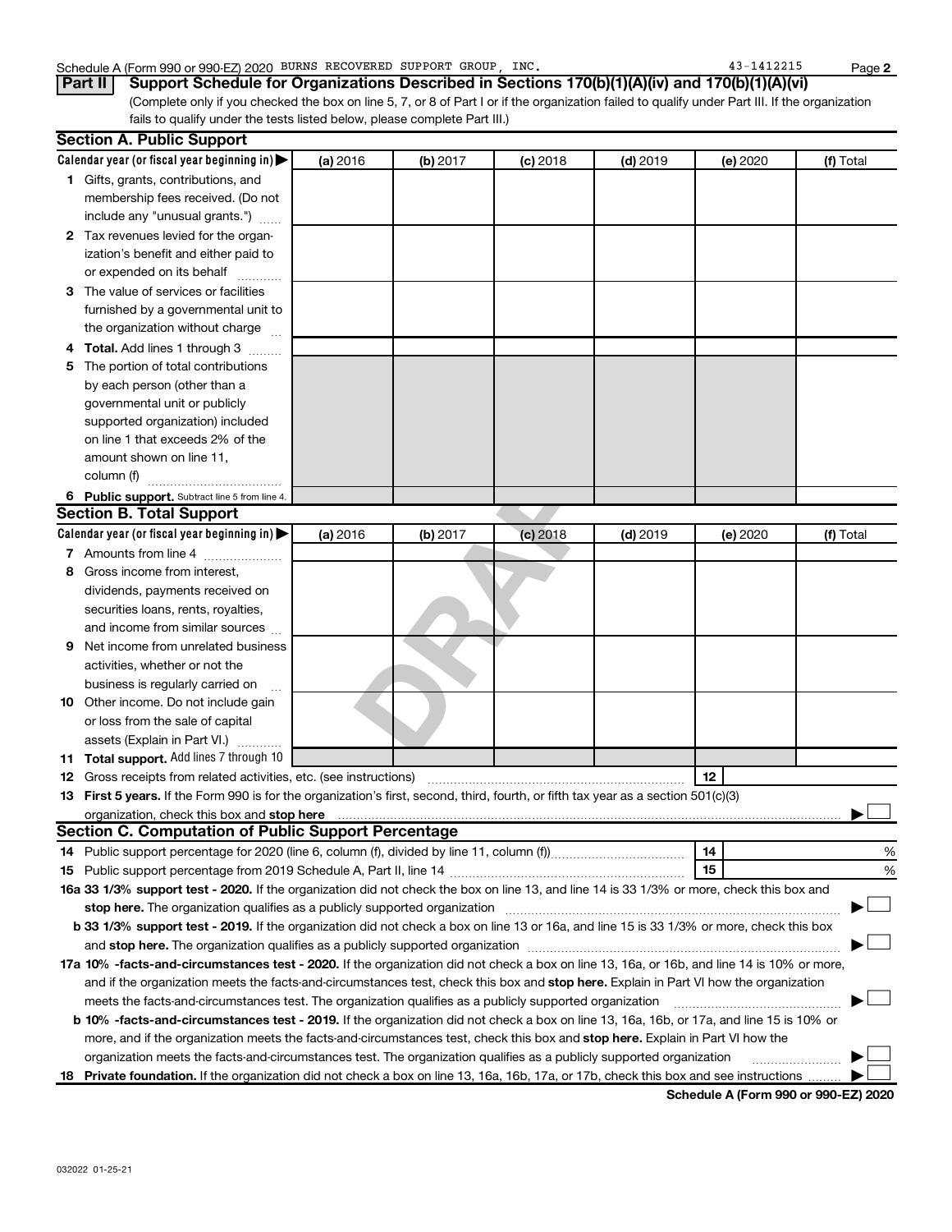Schedule A (Form 990 or 990-EZ) 2020 BURNS RECOVERED SUPPORT GROUP, INC. 43-1412215 Page **2**

## Part II Support Schedule for Organizations Described in Sections 170(b)(1)(A)(iv) and 170(b)(1)(A)(vi)

(Complete only if you checked the box on line 5, 7, or 8 of Part I or if the organization failed to qualify under Part III. If the organization fails to qualify under the tests listed below, please complete Part III.)

### Section A. Public Support

| Calendar year (or fiscal year beginning in) ▶ | (a) 2016 | (b) 2017 | (c) 2018 | (d) 2019 | (e) 2020 | (f) Total |
|---|---|---|---|---|---|---|
| **1** Gifts, grants, contributions, and membership fees received. (Do not include any "unusual grants.") | | | | | | |
| **2** Tax revenues levied for the organization's benefit and either paid to or expended on its behalf | | | | | | |
| **3** The value of services or facilities furnished by a governmental unit to the organization without charge | | | | | | |
| **4** **Total.** Add lines 1 through 3 | | | | | | |
| **5** The portion of total contributions by each person (other than a governmental unit or publicly supported organization) included on line 1 that exceeds 2% of the amount shown on line 11, column (f) | | | | | | |
| **6** **Public support.** Subtract line 5 from line 4. | | | | | | |

### Section B. Total Support

| Calendar year (or fiscal year beginning in) ▶ | (a) 2016 | (b) 2017 | (c) 2018 | (d) 2019 | (e) 2020 | (f) Total |
|---|---|---|---|---|---|---|
| **7** Amounts from line 4 | | | | | | |
| **8** Gross income from interest, dividends, payments received on securities loans, rents, royalties, and income from similar sources | | | | | | |
| **9** Net income from unrelated business activities, whether or not the business is regularly carried on | | | | | | |
| **10** Other income. Do not include gain or loss from the sale of capital assets (Explain in Part VI.) | | | | | | |
| **11** **Total support.** Add lines 7 through 10 | | | | | | |

**12** Gross receipts from related activities, etc. (see instructions) **12**

**13** **First 5 years.** If the Form 990 is for the organization's first, second, third, fourth, or fifth tax year as a section 501(c)(3) organization, check this box and **stop here** ▶ ☐

### Section C. Computation of Public Support Percentage

**14** Public support percentage for 2020 (line 6, column (f), divided by line 11, column (f)) **14** %

**15** Public support percentage from 2019 Schedule A, Part II, line 14 **15** %

**16a 33 1/3% support test - 2020.** If the organization did not check the box on line 13, and line 14 is 33 1/3% or more, check this box and **stop here.** The organization qualifies as a publicly supported organization ▶ ☐

**b 33 1/3% support test - 2019.** If the organization did not check a box on line 13 or 16a, and line 15 is 33 1/3% or more, check this box and **stop here.** The organization qualifies as a publicly supported organization ▶ ☐

**17a 10% -facts-and-circumstances test - 2020.** If the organization did not check a box on line 13, 16a, or 16b, and line 14 is 10% or more, and if the organization meets the facts-and-circumstances test, check this box and **stop here.** Explain in Part VI how the organization meets the facts-and-circumstances test. The organization qualifies as a publicly supported organization ▶ ☐

**b 10% -facts-and-circumstances test - 2019.** If the organization did not check a box on line 13, 16a, 16b, or 17a, and line 15 is 10% or more, and if the organization meets the facts-and-circumstances test, check this box and **stop here.** Explain in Part VI how the organization meets the facts-and-circumstances test. The organization qualifies as a publicly supported organization ▶ ☐

**18** **Private foundation.** If the organization did not check a box on line 13, 16a, 16b, 17a, or 17b, check this box and see instructions ▶ ☐

**Schedule A (Form 990 or 990-EZ) 2020**

032022 01-25-21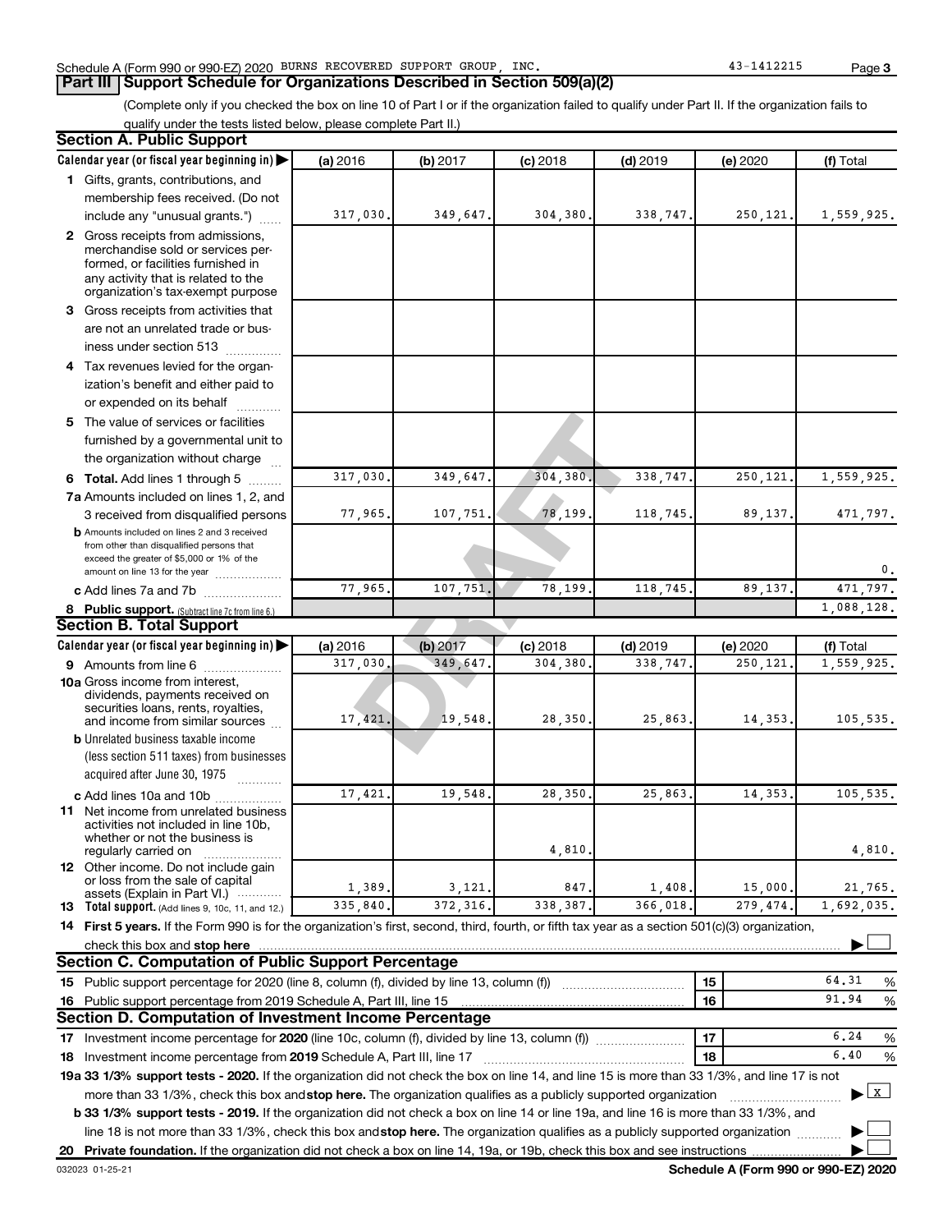Schedule A (Form 990 or 990-EZ) 2020 BURNS RECOVERED SUPPORT GROUP, INC. 43-1412215

## Part III Support Schedule for Organizations Described in Section 509(a)(2)

(Complete only if you checked the box on line 10 of Part I or if the organization failed to qualify under Part II. If the organization fails to qualify under the tests listed below, please complete Part II.)

### Section A. Public Support

| Calendar year (or fiscal year beginning in) | (a) 2016 | (b) 2017 | (c) 2018 | (d) 2019 | (e) 2020 | (f) Total |
|---|---|---|---|---|---|---|
| 1 Gifts, grants, contributions, and membership fees received. (Do not include any "unusual grants.") | 317,030. | 349,647. | 304,380. | 338,747. | 250,121. | 1,559,925. |
| 2 Gross receipts from admissions, merchandise sold or services performed, or facilities furnished in any activity that is related to the organization's tax-exempt purpose | | | | | | |
| 3 Gross receipts from activities that are not an unrelated trade or business under section 513 | | | | | | |
| 4 Tax revenues levied for the organization's benefit and either paid to or expended on its behalf | | | | | | |
| 5 The value of services or facilities furnished by a governmental unit to the organization without charge | | | | | | |
| 6 Total. Add lines 1 through 5 | 317,030. | 349,647. | 304,380. | 338,747. | 250,121. | 1,559,925. |
| 7a Amounts included on lines 1, 2, and 3 received from disqualified persons | 77,965. | 107,751. | 78,199. | 118,745. | 89,137. | 471,797. |
| b Amounts included on lines 2 and 3 received from other than disqualified persons that exceed the greater of $5,000 or 1% of the amount on line 13 for the year | | | | | | 0. |
| c Add lines 7a and 7b | 77,965. | 107,751. | 78,199. | 118,745. | 89,137. | 471,797. |
| 8 Public support. (Subtract line 7c from line 6.) | | | | | | 1,088,128. |

### Section B. Total Support

| Calendar year (or fiscal year beginning in) | (a) 2016 | (b) 2017 | (c) 2018 | (d) 2019 | (e) 2020 | (f) Total |
|---|---|---|---|---|---|---|
| 9 Amounts from line 6 | 317,030. | 349,647. | 304,380. | 338,747. | 250,121. | 1,559,925. |
| 10a Gross income from interest, dividends, payments received on securities loans, rents, royalties, and income from similar sources | 17,421. | 19,548. | 28,350. | 25,863. | 14,353. | 105,535. |
| b Unrelated business taxable income (less section 511 taxes) from businesses acquired after June 30, 1975 | | | | | | |
| c Add lines 10a and 10b | 17,421. | 19,548. | 28,350. | 25,863. | 14,353. | 105,535. |
| 11 Net income from unrelated business activities not included in line 10b, whether or not the business is regularly carried on | | | 4,810. | | | 4,810. |
| 12 Other income. Do not include gain or loss from the sale of capital assets (Explain in Part VI.) | 1,389. | 3,121. | 847. | 1,408. | 15,000. | 21,765. |
| 13 Total support. (Add lines 9, 10c, 11, and 12.) | 335,840. | 372,316. | 338,387. | 366,018. | 279,474. | 1,692,035. |

14 **First 5 years.** If the Form 990 is for the organization's first, second, third, fourth, or fifth tax year as a section 501(c)(3) organization, check this box and **stop here** ☐

### Section C. Computation of Public Support Percentage

| | | |
|---|---|---|
| 15 Public support percentage for 2020 (line 8, column (f), divided by line 13, column (f)) | 15 | 64.31 % |
| 16 Public support percentage from 2019 Schedule A, Part III, line 15 | 16 | 91.94 % |

### Section D. Computation of Investment Income Percentage

| | | |
|---|---|---|
| 17 Investment income percentage for **2020** (line 10c, column (f), divided by line 13, column (f)) | 17 | 6.24 % |
| 18 Investment income percentage from **2019** Schedule A, Part III, line 17 | 18 | 6.40 % |

**19a 33 1/3% support tests - 2020.** If the organization did not check the box on line 14, and line 15 is more than 33 1/3%, and line 17 is not more than 33 1/3%, check this box and **stop here.** The organization qualifies as a publicly supported organization ☒

**b 33 1/3% support tests - 2019.** If the organization did not check a box on line 14 or line 19a, and line 16 is more than 33 1/3%, and line 18 is not more than 33 1/3%, check this box and **stop here.** The organization qualifies as a publicly supported organization ☐

**20 Private foundation.** If the organization did not check a box on line 14, 19a, or 19b, check this box and see instructions ☐

032023 01-25-21 **Schedule A (Form 990 or 990-EZ) 2020**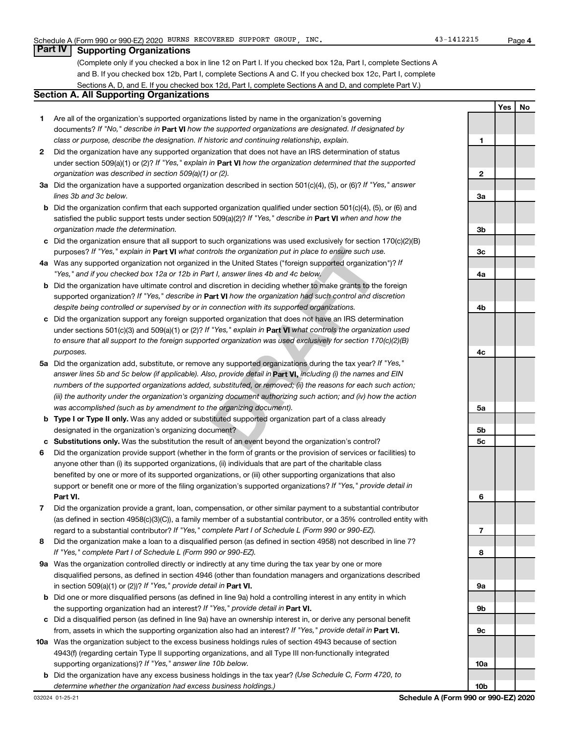Schedule A (Form 990 or 990-EZ) 2020 BURNS RECOVERED SUPPORT GROUP, INC. 43-1412215 Page 4

## Part IV Supporting Organizations

(Complete only if you checked a box in line 12 on Part I. If you checked box 12a, Part I, complete Sections A and B. If you checked box 12b, Part I, complete Sections A and C. If you checked box 12c, Part I, complete Sections A, D, and E. If you checked box 12d, Part I, complete Sections A and D, and complete Part V.)

### Section A. All Supporting Organizations

| | | | Yes | No |
|---|---|---|---|---|
| **1** | Are all of the organization's supported organizations listed by name in the organization's governing documents? *If "No," describe in* **Part VI** *how the supported organizations are designated. If designated by class or purpose, describe the designation. If historic and continuing relationship, explain.* | 1 | | |
| **2** | Did the organization have any supported organization that does not have an IRS determination of status under section 509(a)(1) or (2)? *If "Yes," explain in* **Part VI** *how the organization determined that the supported organization was described in section 509(a)(1) or (2).* | 2 | | |
| **3a** | Did the organization have a supported organization described in section 501(c)(4), (5), or (6)? *If "Yes," answer lines 3b and 3c below.* | 3a | | |
| **b** | Did the organization confirm that each supported organization qualified under section 501(c)(4), (5), or (6) and satisfied the public support tests under section 509(a)(2)? *If "Yes," describe in* **Part VI** *when and how the organization made the determination.* | 3b | | |
| **c** | Did the organization ensure that all support to such organizations was used exclusively for section 170(c)(2)(B) purposes? *If "Yes," explain in* **Part VI** *what controls the organization put in place to ensure such use.* | 3c | | |
| **4a** | Was any supported organization not organized in the United States ("foreign supported organization")? *If "Yes," and if you checked box 12a or 12b in Part I, answer lines 4b and 4c below.* | 4a | | |
| **b** | Did the organization have ultimate control and discretion in deciding whether to make grants to the foreign supported organization? *If "Yes," describe in* **Part VI** *how the organization had such control and discretion despite being controlled or supervised by or in connection with its supported organizations.* | 4b | | |
| **c** | Did the organization support any foreign supported organization that does not have an IRS determination under sections 501(c)(3) and 509(a)(1) or (2)? *If "Yes," explain in* **Part VI** *what controls the organization used to ensure that all support to the foreign supported organization was used exclusively for section 170(c)(2)(B) purposes.* | 4c | | |
| **5a** | Did the organization add, substitute, or remove any supported organizations during the tax year? *If "Yes," answer lines 5b and 5c below (if applicable). Also, provide detail in* **Part VI,** *including (i) the names and EIN numbers of the supported organizations added, substituted, or removed; (ii) the reasons for each such action; (iii) the authority under the organization's organizing document authorizing such action; and (iv) how the action was accomplished (such as by amendment to the organizing document).* | 5a | | |
| **b** | **Type I or Type II only.** Was any added or substituted supported organization part of a class already designated in the organization's organizing document? | 5b | | |
| **c** | **Substitutions only.** Was the substitution the result of an event beyond the organization's control? | 5c | | |
| **6** | Did the organization provide support (whether in the form of grants or the provision of services or facilities) to anyone other than (i) its supported organizations, (ii) individuals that are part of the charitable class benefited by one or more of its supported organizations, or (iii) other supporting organizations that also support or benefit one or more of the filing organization's supported organizations? *If "Yes," provide detail in* **Part VI.** | 6 | | |
| **7** | Did the organization provide a grant, loan, compensation, or other similar payment to a substantial contributor (as defined in section 4958(c)(3)(C)), a family member of a substantial contributor, or a 35% controlled entity with regard to a substantial contributor? *If "Yes," complete Part I of Schedule L (Form 990 or 990-EZ).* | 7 | | |
| **8** | Did the organization make a loan to a disqualified person (as defined in section 4958) not described in line 7? *If "Yes," complete Part I of Schedule L (Form 990 or 990-EZ).* | 8 | | |
| **9a** | Was the organization controlled directly or indirectly at any time during the tax year by one or more disqualified persons, as defined in section 4946 (other than foundation managers and organizations described in section 509(a)(1) or (2))? *If "Yes," provide detail in* **Part VI.** | 9a | | |
| **b** | Did one or more disqualified persons (as defined in line 9a) hold a controlling interest in any entity in which the supporting organization had an interest? *If "Yes," provide detail in* **Part VI.** | 9b | | |
| **c** | Did a disqualified person (as defined in line 9a) have an ownership interest in, or derive any personal benefit from, assets in which the supporting organization also had an interest? *If "Yes," provide detail in* **Part VI.** | 9c | | |
| **10a** | Was the organization subject to the excess business holdings rules of section 4943 because of section 4943(f) (regarding certain Type II supporting organizations, and all Type III non-functionally integrated supporting organizations)? *If "Yes," answer line 10b below.* | 10a | | |
| **b** | Did the organization have any excess business holdings in the tax year? *(Use Schedule C, Form 4720, to determine whether the organization had excess business holdings.)* | 10b | | |

032024 01-25-21

**Schedule A (Form 990 or 990-EZ) 2020**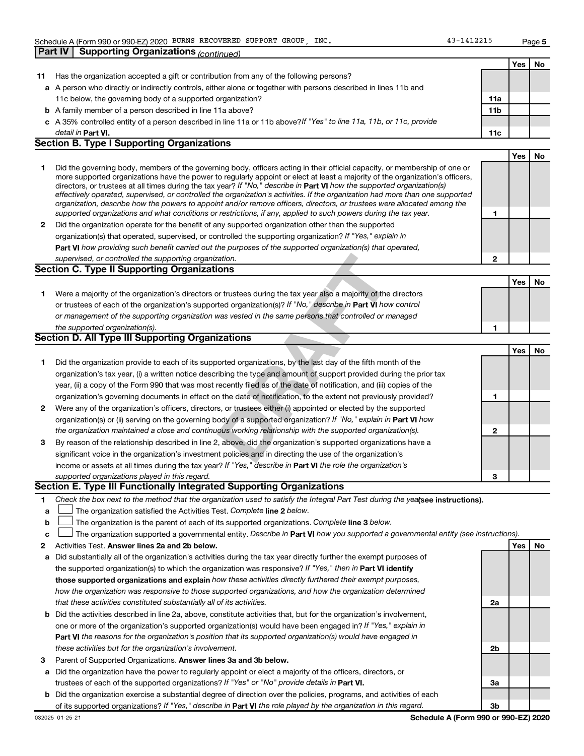Schedule A (Form 990 or 990-EZ) 2020 BURNS RECOVERED SUPPORT GROUP, INC. 43-1412215

## Part IV Supporting Organizations *(continued)*

| | | | Yes | No |
|---|---|---|---|---|
| **11** | Has the organization accepted a gift or contribution from any of the following persons? | | | |
| **a** | A person who directly or indirectly controls, either alone or together with persons described in lines 11b and 11c below, the governing body of a supported organization? | **11a** | | |
| **b** | A family member of a person described in line 11a above? | **11b** | | |
| **c** | A 35% controlled entity of a person described in line 11a or 11b above? *If "Yes" to line 11a, 11b, or 11c, provide detail in* **Part VI.** | **11c** | | |

### Section B. Type I Supporting Organizations

| | | | Yes | No |
|---|---|---|---|---|
| **1** | Did the governing body, members of the governing body, officers acting in their official capacity, or membership of one or more supported organizations have the power to regularly appoint or elect at least a majority of the organization's officers, directors, or trustees at all times during the tax year? *If "No," describe in* **Part VI** *how the supported organization(s) effectively operated, supervised, or controlled the organization's activities. If the organization had more than one supported organization, describe how the powers to appoint and/or remove officers, directors, or trustees were allocated among the supported organizations and what conditions or restrictions, if any, applied to such powers during the tax year.* | **1** | | |
| **2** | Did the organization operate for the benefit of any supported organization other than the supported organization(s) that operated, supervised, or controlled the supporting organization? *If "Yes," explain in* **Part VI** *how providing such benefit carried out the purposes of the supported organization(s) that operated, supervised, or controlled the supporting organization.* | **2** | | |

### Section C. Type II Supporting Organizations

| | | | Yes | No |
|---|---|---|---|---|
| **1** | Were a majority of the organization's directors or trustees during the tax year also a majority of the directors or trustees of each of the organization's supported organization(s)? *If "No," describe in* **Part VI** *how control or management of the supporting organization was vested in the same persons that controlled or managed the supported organization(s).* | **1** | | |

### Section D. All Type III Supporting Organizations

| | | | Yes | No |
|---|---|---|---|---|
| **1** | Did the organization provide to each of its supported organizations, by the last day of the fifth month of the organization's tax year, (i) a written notice describing the type and amount of support provided during the prior tax year, (ii) a copy of the Form 990 that was most recently filed as of the date of notification, and (iii) copies of the organization's governing documents in effect on the date of notification, to the extent not previously provided? | **1** | | |
| **2** | Were any of the organization's officers, directors, or trustees either (i) appointed or elected by the supported organization(s) or (ii) serving on the governing body of a supported organization? *If "No," explain in* **Part VI** *how the organization maintained a close and continuous working relationship with the supported organization(s).* | **2** | | |
| **3** | By reason of the relationship described in line 2, above, did the organization's supported organizations have a significant voice in the organization's investment policies and in directing the use of the organization's income or assets at all times during the tax year? *If "Yes," describe in* **Part VI** *the role the organization's supported organizations played in this regard.* | **3** | | |

### Section E. Type III Functionally Integrated Supporting Organizations

**1** *Check the box next to the method that the organization used to satisfy the Integral Part Test during the year* **(see instructions).**

- **a** ☐ The organization satisfied the Activities Test. *Complete* **line 2** *below.*
- **b** ☐ The organization is the parent of each of its supported organizations. *Complete* **line 3** *below.*
- **c** ☐ The organization supported a governmental entity. *Describe in* **Part VI** *how you supported a governmental entity (see instructions).*

| | | | Yes | No |
|---|---|---|---|---|
| **2** | Activities Test. **Answer lines 2a and 2b below.** | | | |
| **a** | Did substantially all of the organization's activities during the tax year directly further the exempt purposes of the supported organization(s) to which the organization was responsive? *If "Yes," then in* **Part VI identify those supported organizations and explain** *how these activities directly furthered their exempt purposes, how the organization was responsive to those supported organizations, and how the organization determined that these activities constituted substantially all of its activities.* | **2a** | | |
| **b** | Did the activities described in line 2a, above, constitute activities that, but for the organization's involvement, one or more of the organization's supported organization(s) would have been engaged in? *If "Yes," explain in* **Part VI** *the reasons for the organization's position that its supported organization(s) would have engaged in these activities but for the organization's involvement.* | **2b** | | |
| **3** | Parent of Supported Organizations. **Answer lines 3a and 3b below.** | | | |
| **a** | Did the organization have the power to regularly appoint or elect a majority of the officers, directors, or trustees of each of the supported organizations? *If "Yes" or "No" provide details in* **Part VI.** | **3a** | | |
| **b** | Did the organization exercise a substantial degree of direction over the policies, programs, and activities of each of its supported organizations? *If "Yes," describe in* **Part VI** *the role played by the organization in this regard.* | **3b** | | |

032025 01-25-21 **Schedule A (Form 990 or 990-EZ) 2020**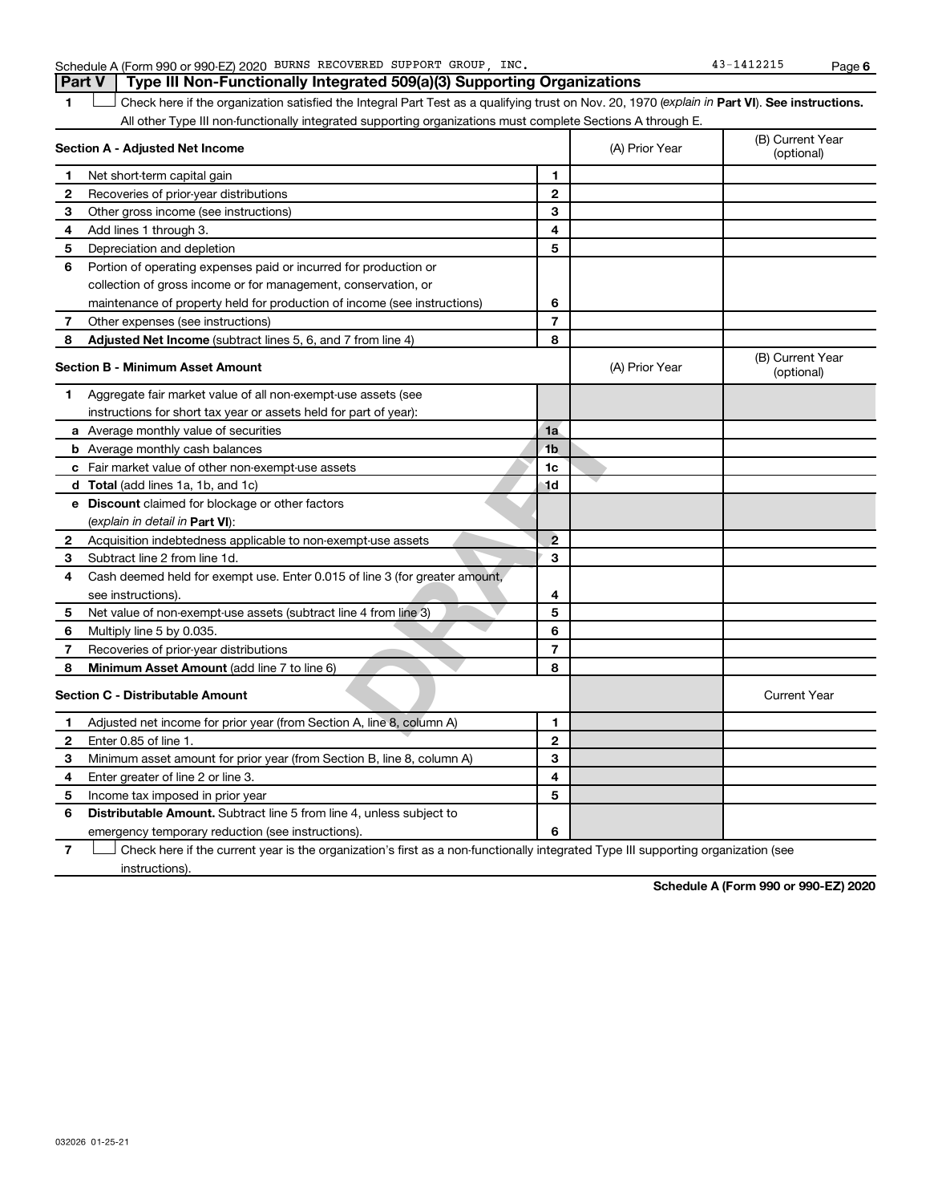Schedule A (Form 990 or 990-EZ) 2020 BURNS RECOVERED SUPPORT GROUP, INC. 43-1412215

## Part V Type III Non-Functionally Integrated 509(a)(3) Supporting Organizations

**1** ☐ Check here if the organization satisfied the Integral Part Test as a qualifying trust on Nov. 20, 1970 (*explain in* **Part VI**). **See instructions.** All other Type III non-functionally integrated supporting organizations must complete Sections A through E.

| **Section A - Adjusted Net Income** | | | (A) Prior Year | (B) Current Year (optional) |
|---|---|---|---|---|
| **1** | Net short-term capital gain | 1 | | |
| **2** | Recoveries of prior-year distributions | 2 | | |
| **3** | Other gross income (see instructions) | 3 | | |
| **4** | Add lines 1 through 3. | 4 | | |
| **5** | Depreciation and depletion | 5 | | |
| **6** | Portion of operating expenses paid or incurred for production or collection of gross income or for management, conservation, or maintenance of property held for production of income (see instructions) | 6 | | |
| **7** | Other expenses (see instructions) | 7 | | |
| **8** | **Adjusted Net Income** (subtract lines 5, 6, and 7 from line 4) | 8 | | |

| **Section B - Minimum Asset Amount** | | | (A) Prior Year | (B) Current Year (optional) |
|---|---|---|---|---|
| **1** | Aggregate fair market value of all non-exempt-use assets (see instructions for short tax year or assets held for part of year): | | | |
| **a** | Average monthly value of securities | 1a | | |
| **b** | Average monthly cash balances | 1b | | |
| **c** | Fair market value of other non-exempt-use assets | 1c | | |
| **d** | **Total** (add lines 1a, 1b, and 1c) | 1d | | |
| **e** | **Discount** claimed for blockage or other factors (*explain in detail in* **Part VI**): | | | |
| **2** | Acquisition indebtedness applicable to non-exempt-use assets | 2 | | |
| **3** | Subtract line 2 from line 1d. | 3 | | |
| **4** | Cash deemed held for exempt use. Enter 0.015 of line 3 (for greater amount, see instructions). | 4 | | |
| **5** | Net value of non-exempt-use assets (subtract line 4 from line 3) | 5 | | |
| **6** | Multiply line 5 by 0.035. | 6 | | |
| **7** | Recoveries of prior-year distributions | 7 | | |
| **8** | **Minimum Asset Amount** (add line 7 to line 6) | 8 | | |

| **Section C - Distributable Amount** | | | | Current Year |
|---|---|---|---|---|
| **1** | Adjusted net income for prior year (from Section A, line 8, column A) | 1 | | |
| **2** | Enter 0.85 of line 1. | 2 | | |
| **3** | Minimum asset amount for prior year (from Section B, line 8, column A) | 3 | | |
| **4** | Enter greater of line 2 or line 3. | 4 | | |
| **5** | Income tax imposed in prior year | 5 | | |
| **6** | **Distributable Amount.** Subtract line 5 from line 4, unless subject to emergency temporary reduction (see instructions). | 6 | | |

**7** ☐ Check here if the current year is the organization's first as a non-functionally integrated Type III supporting organization (see instructions).

**Schedule A (Form 990 or 990-EZ) 2020**

032026 01-25-21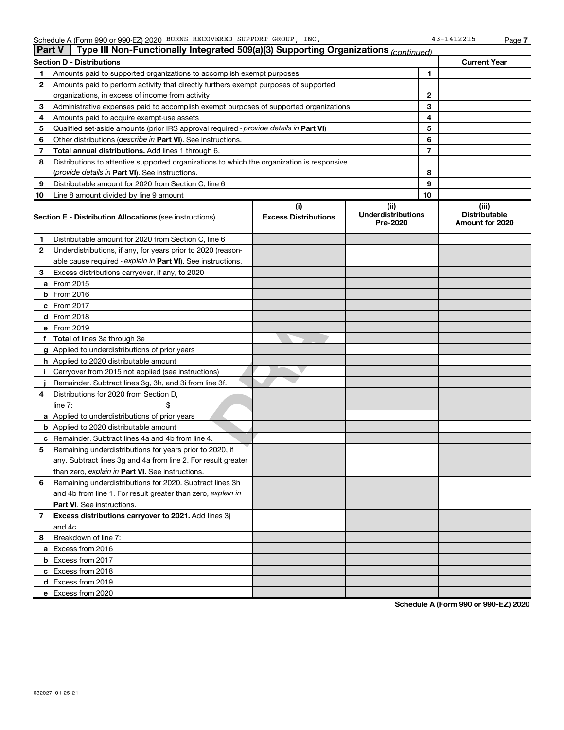Schedule A (Form 990 or 990-EZ) 2020 BURNS RECOVERED SUPPORT GROUP, INC. 43-1412215 Page 7

## Part V | Type III Non-Functionally Integrated 509(a)(3) Supporting Organizations *(continued)*

| Section D - Distributions | | | Current Year |
|---|---|---|---|
| 1 | Amounts paid to supported organizations to accomplish exempt purposes | 1 | |
| 2 | Amounts paid to perform activity that directly furthers exempt purposes of supported organizations, in excess of income from activity | 2 | |
| 3 | Administrative expenses paid to accomplish exempt purposes of supported organizations | 3 | |
| 4 | Amounts paid to acquire exempt-use assets | 4 | |
| 5 | Qualified set-aside amounts (prior IRS approval required - *provide details in* **Part VI**) | 5 | |
| 6 | Other distributions (*describe in* **Part VI**). See instructions. | 6 | |
| 7 | **Total annual distributions.** Add lines 1 through 6. | 7 | |
| 8 | Distributions to attentive supported organizations to which the organization is responsive (*provide details in* **Part VI**). See instructions. | 8 | |
| 9 | Distributable amount for 2020 from Section C, line 6 | 9 | |
| 10 | Line 8 amount divided by line 9 amount | 10 | |

| | **Section E - Distribution Allocations** (see instructions) | (i) Excess Distributions | (ii) Underdistributions Pre-2020 | (iii) Distributable Amount for 2020 |
|---|---|---|---|---|
| 1 | Distributable amount for 2020 from Section C, line 6 | | | |
| 2 | Underdistributions, if any, for years prior to 2020 (reasonable cause required - *explain in* **Part VI**). See instructions. | | | |
| 3 | Excess distributions carryover, if any, to 2020 | | | |
| a | From 2015 | | | |
| b | From 2016 | | | |
| c | From 2017 | | | |
| d | From 2018 | | | |
| e | From 2019 | | | |
| f | **Total** of lines 3a through 3e | | | |
| g | Applied to underdistributions of prior years | | | |
| h | Applied to 2020 distributable amount | | | |
| i | Carryover from 2015 not applied (see instructions) | | | |
| j | Remainder. Subtract lines 3g, 3h, and 3i from line 3f. | | | |
| 4 | Distributions for 2020 from Section D, line 7: $ | | | |
| a | Applied to underdistributions of prior years | | | |
| b | Applied to 2020 distributable amount | | | |
| c | Remainder. Subtract lines 4a and 4b from line 4. | | | |
| 5 | Remaining underdistributions for years prior to 2020, if any. Subtract lines 3g and 4a from line 2. For result greater than zero, *explain in* **Part VI**. See instructions. | | | |
| 6 | Remaining underdistributions for 2020. Subtract lines 3h and 4b from line 1. For result greater than zero, *explain in* **Part VI**. See instructions. | | | |
| 7 | **Excess distributions carryover to 2021.** Add lines 3j and 4c. | | | |
| 8 | Breakdown of line 7: | | | |
| a | Excess from 2016 | | | |
| b | Excess from 2017 | | | |
| c | Excess from 2018 | | | |
| d | Excess from 2019 | | | |
| e | Excess from 2020 | | | |

**Schedule A (Form 990 or 990-EZ) 2020**

032027 01-25-21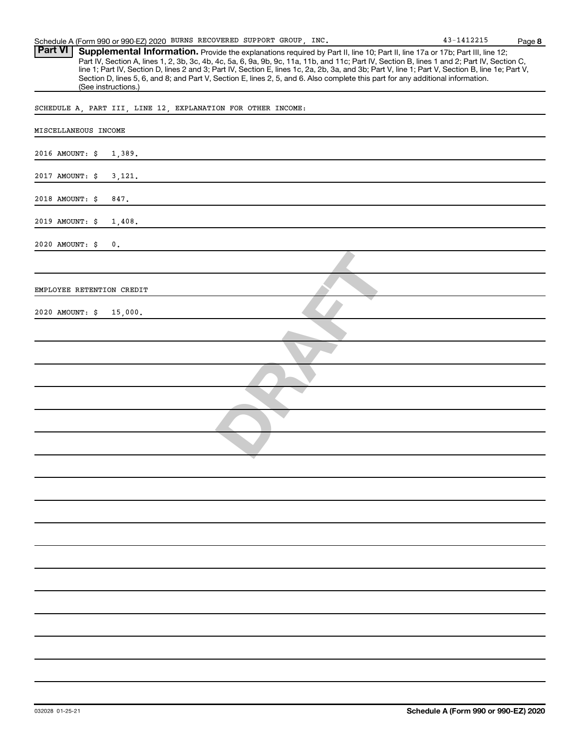Schedule A (Form 990 or 990-EZ) 2020 BURNS RECOVERED SUPPORT GROUP, INC. 43-1412215

**Part VI** **Supplemental Information.** Provide the explanations required by Part II, line 10; Part II, line 17a or 17b; Part III, line 12; Part IV, Section A, lines 1, 2, 3b, 3c, 4b, 4c, 5a, 6, 9a, 9b, 9c, 11a, 11b, and 11c; Part IV, Section B, lines 1 and 2; Part IV, Section C, line 1; Part IV, Section D, lines 2 and 3; Part IV, Section E, lines 1c, 2a, 2b, 3a, and 3b; Part V, line 1; Part V, Section B, line 1e; Part V, Section D, lines 5, 6, and 8; and Part V, Section E, lines 2, 5, and 6. Also complete this part for any additional information. (See instructions.)

SCHEDULE A, PART III, LINE 12, EXPLANATION FOR OTHER INCOME:

MISCELLANEOUS INCOME

2016 AMOUNT: $ 1,389.

2017 AMOUNT: $ 3,121.

2018 AMOUNT: $ 847.

2019 AMOUNT: $ 1,408.

2020 AMOUNT: $ 0.

EMPLOYEE RETENTION CREDIT

2020 AMOUNT: $ 15,000.

DRAFT

032028 01-25-21

**Schedule A (Form 990 or 990-EZ) 2020**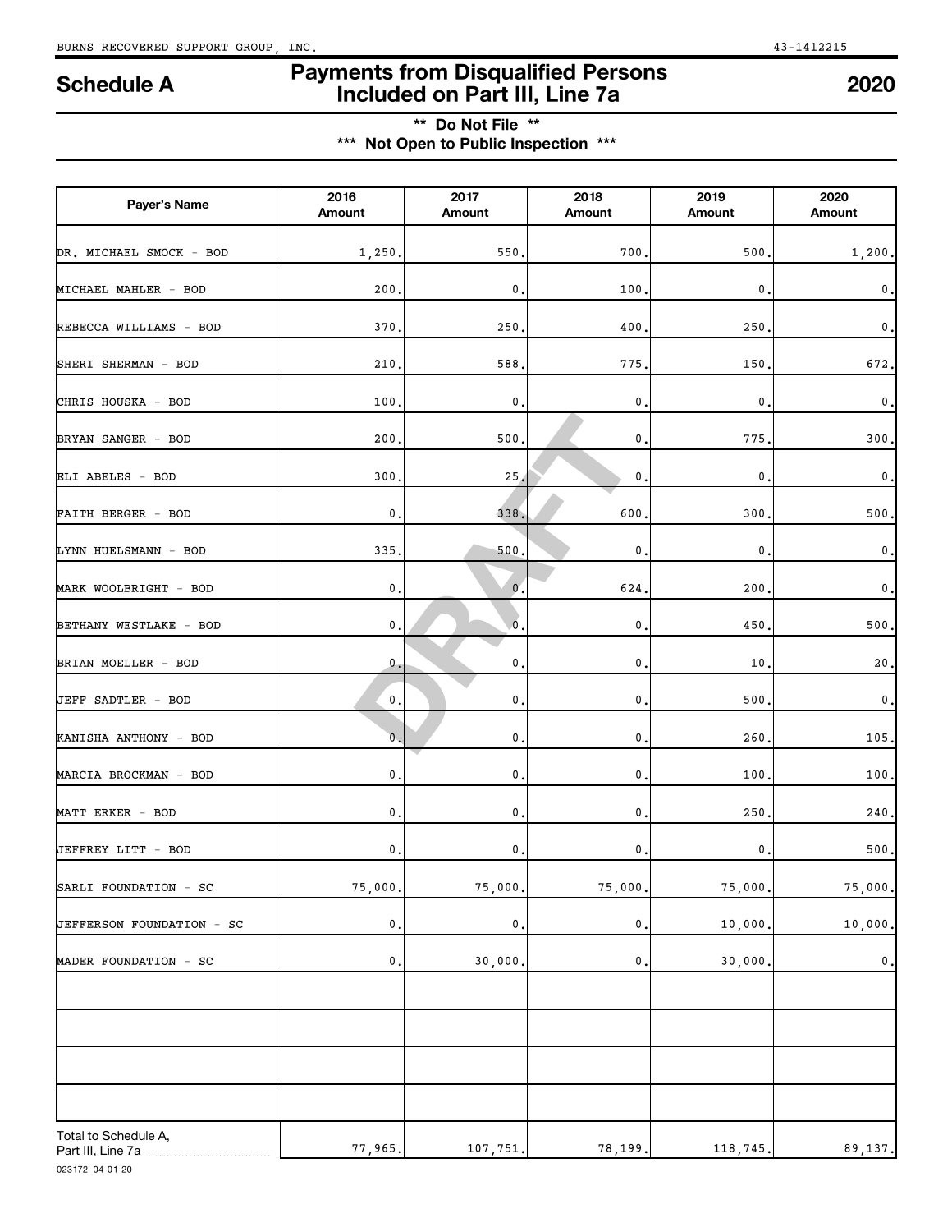BURNS RECOVERED SUPPORT GROUP, INC. 43-1412215

# Schedule A — Payments from Disqualified Persons Included on Part III, Line 7a — 2020

**\*\* Do Not File \*\***

**\*\*\* Not Open to Public Inspection \*\*\***

| Payer's Name | 2016 Amount | 2017 Amount | 2018 Amount | 2019 Amount | 2020 Amount |
|---|---|---|---|---|---|
| DR. MICHAEL SMOCK - BOD | 1,250. | 550. | 700. | 500. | 1,200. |
| MICHAEL MAHLER - BOD | 200. | 0. | 100. | 0. | 0. |
| REBECCA WILLIAMS - BOD | 370. | 250. | 400. | 250. | 0. |
| SHERI SHERMAN - BOD | 210. | 588. | 775. | 150. | 672. |
| CHRIS HOUSKA - BOD | 100. | 0. | 0. | 0. | 0. |
| BRYAN SANGER - BOD | 200. | 500. | 0. | 775. | 300. |
| ELI ABELES - BOD | 300. | 25. | 0. | 0. | 0. |
| FAITH BERGER - BOD | 0. | 338. | 600. | 300. | 500. |
| LYNN HUELSMANN - BOD | 335. | 500. | 0. | 0. | 0. |
| MARK WOOLBRIGHT - BOD | 0. | 0. | 624. | 200. | 0. |
| BETHANY WESTLAKE - BOD | 0. | 0. | 0. | 450. | 500. |
| BRIAN MOELLER - BOD | 0. | 0. | 0. | 10. | 20. |
| JEFF SADTLER - BOD | 0. | 0. | 0. | 500. | 0. |
| KANISHA ANTHONY - BOD | 0. | 0. | 0. | 260. | 105. |
| MARCIA BROCKMAN - BOD | 0. | 0. | 0. | 100. | 100. |
| MATT ERKER - BOD | 0. | 0. | 0. | 250. | 240. |
| JEFFREY LITT - BOD | 0. | 0. | 0. | 0. | 500. |
| SARLI FOUNDATION - SC | 75,000. | 75,000. | 75,000. | 75,000. | 75,000. |
| JEFFERSON FOUNDATION - SC | 0. | 0. | 0. | 10,000. | 10,000. |
| MADER FOUNDATION - SC | 0. | 30,000. | 0. | 30,000. | 0. |
| | | | | | |
| | | | | | |
| | | | | | |
| | | | | | |
| Total to Schedule A, Part III, Line 7a | 77,965. | 107,751. | 78,199. | 118,745. | 89,137. |

023172 04-01-20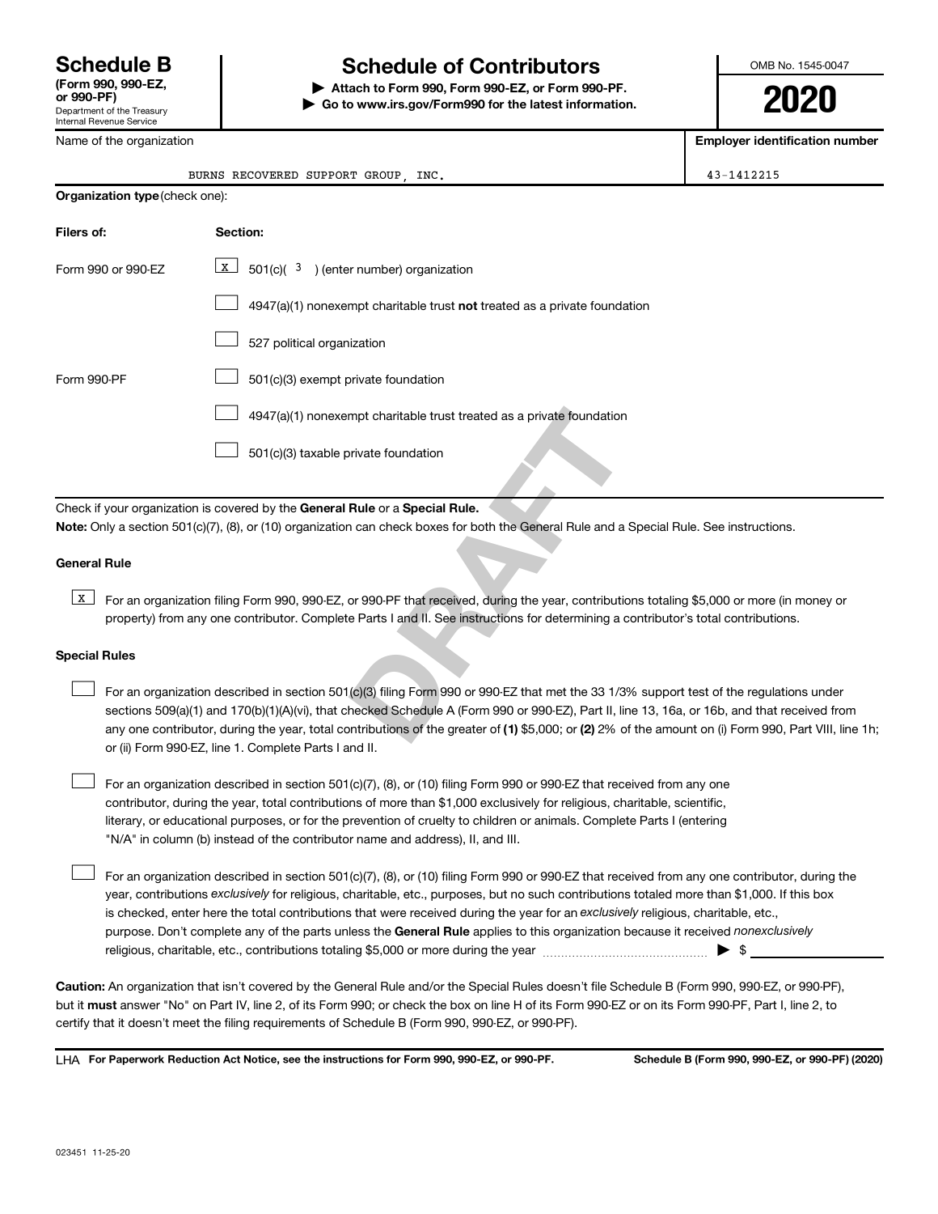# Schedule B (Form 990, 990-EZ, or 990-PF)

Department of the Treasury
Internal Revenue Service

## Schedule of Contributors

▶ **Attach to Form 990, Form 990-EZ, or Form 990-PF.**
▶ **Go to www.irs.gov/Form990 for the latest information.**

OMB No. 1545-0047

**2020**

| Name of the organization | Employer identification number |
|---|---|
| BURNS RECOVERED SUPPORT GROUP, INC. | 43-1412215 |

**Organization type** (check one):

| Filers of: | Section: |
|---|---|
| Form 990 or 990-EZ | [X] 501(c)( 3 ) (enter number) organization |
| | [ ] 4947(a)(1) nonexempt charitable trust **not** treated as a private foundation |
| | [ ] 527 political organization |
| Form 990-PF | [ ] 501(c)(3) exempt private foundation |
| | [ ] 4947(a)(1) nonexempt charitable trust treated as a private foundation |
| | [ ] 501(c)(3) taxable private foundation |

Check if your organization is covered by the **General Rule** or a **Special Rule.**

**Note:** Only a section 501(c)(7), (8), or (10) organization can check boxes for both the General Rule and a Special Rule. See instructions.

### General Rule

[X] For an organization filing Form 990, 990-EZ, or 990-PF that received, during the year, contributions totaling $5,000 or more (in money or property) from any one contributor. Complete Parts I and II. See instructions for determining a contributor's total contributions.

### Special Rules

[ ] For an organization described in section 501(c)(3) filing Form 990 or 990-EZ that met the 33 1/3% support test of the regulations under sections 509(a)(1) and 170(b)(1)(A)(vi), that checked Schedule A (Form 990 or 990-EZ), Part II, line 13, 16a, or 16b, and that received from any one contributor, during the year, total contributions of the greater of **(1)** $5,000; or **(2)** 2% of the amount on (i) Form 990, Part VIII, line 1h; or (ii) Form 990-EZ, line 1. Complete Parts I and II.

[ ] For an organization described in section 501(c)(7), (8), or (10) filing Form 990 or 990-EZ that received from any one contributor, during the year, total contributions of more than $1,000 exclusively for religious, charitable, scientific, literary, or educational purposes, or for the prevention of cruelty to children or animals. Complete Parts I (entering "N/A" in column (b) instead of the contributor name and address), II, and III.

[ ] For an organization described in section 501(c)(7), (8), or (10) filing Form 990 or 990-EZ that received from any one contributor, during the year, contributions *exclusively* for religious, charitable, etc., purposes, but no such contributions totaled more than $1,000. If this box is checked, enter here the total contributions that were received during the year for an *exclusively* religious, charitable, etc., purpose. Don't complete any of the parts unless the **General Rule** applies to this organization because it received *nonexclusively* religious, charitable, etc., contributions totaling $5,000 or more during the year ▶ $ ______

**Caution:** An organization that isn't covered by the General Rule and/or the Special Rules doesn't file Schedule B (Form 990, 990-EZ, or 990-PF), but it **must** answer "No" on Part IV, line 2, of its Form 990; or check the box on line H of its Form 990-EZ or on its Form 990-PF, Part I, line 2, to certify that it doesn't meet the filing requirements of Schedule B (Form 990, 990-EZ, or 990-PF).

LHA **For Paperwork Reduction Act Notice, see the instructions for Form 990, 990-EZ, or 990-PF.** **Schedule B (Form 990, 990-EZ, or 990-PF) (2020)**

023451 11-25-20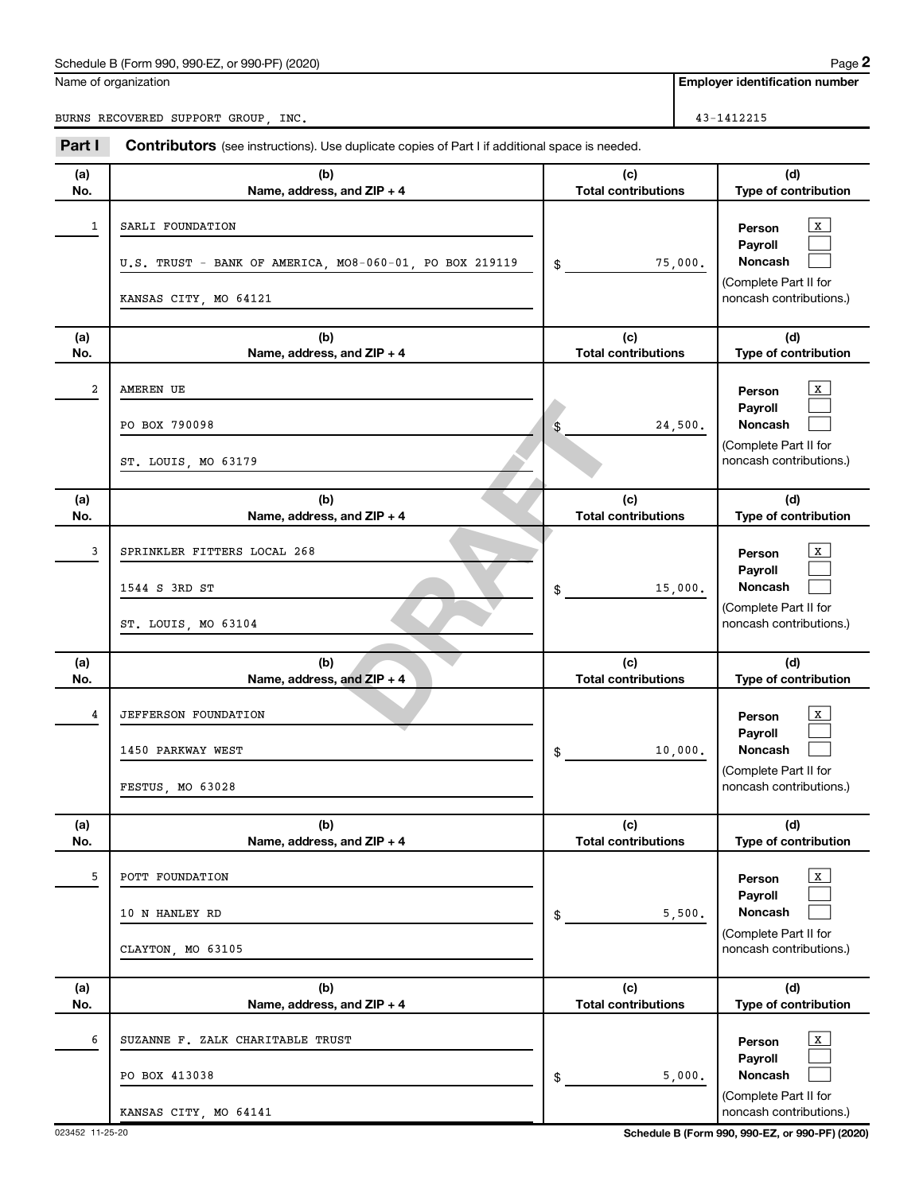Schedule B (Form 990, 990-EZ, or 990-PF) (2020)

Name of organization: BURNS RECOVERED SUPPORT GROUP, INC.

**Employer identification number:** 43-1412215

## Part I — Contributors (see instructions). Use duplicate copies of Part I if additional space is needed.

| (a) No. | (b) Name, address, and ZIP + 4 | (c) Total contributions | (d) Type of contribution |
|---|---|---|---|
| 1 | SARLI FOUNDATION<br>U.S. TRUST - BANK OF AMERICA, MO8-060-01, PO BOX 219119<br>KANSAS CITY, MO 64121 | $ 75,000. | Person [X]<br>Payroll [ ]<br>Noncash [ ]<br>(Complete Part II for noncash contributions.) |
| 2 | AMEREN UE<br>PO BOX 790098<br>ST. LOUIS, MO 63179 | $ 24,500. | Person [X]<br>Payroll [ ]<br>Noncash [ ]<br>(Complete Part II for noncash contributions.) |
| 3 | SPRINKLER FITTERS LOCAL 268<br>1544 S 3RD ST<br>ST. LOUIS, MO 63104 | $ 15,000. | Person [X]<br>Payroll [ ]<br>Noncash [ ]<br>(Complete Part II for noncash contributions.) |
| 4 | JEFFERSON FOUNDATION<br>1450 PARKWAY WEST<br>FESTUS, MO 63028 | $ 10,000. | Person [X]<br>Payroll [ ]<br>Noncash [ ]<br>(Complete Part II for noncash contributions.) |
| 5 | POTT FOUNDATION<br>10 N HANLEY RD<br>CLAYTON, MO 63105 | $ 5,500. | Person [X]<br>Payroll [ ]<br>Noncash [ ]<br>(Complete Part II for noncash contributions.) |
| 6 | SUZANNE F. ZALK CHARITABLE TRUST<br>PO BOX 413038<br>KANSAS CITY, MO 64141 | $ 5,000. | Person [X]<br>Payroll [ ]<br>Noncash [ ]<br>(Complete Part II for noncash contributions.) |

DRAFT

023452 11-25-20

Schedule B (Form 990, 990-EZ, or 990-PF) (2020)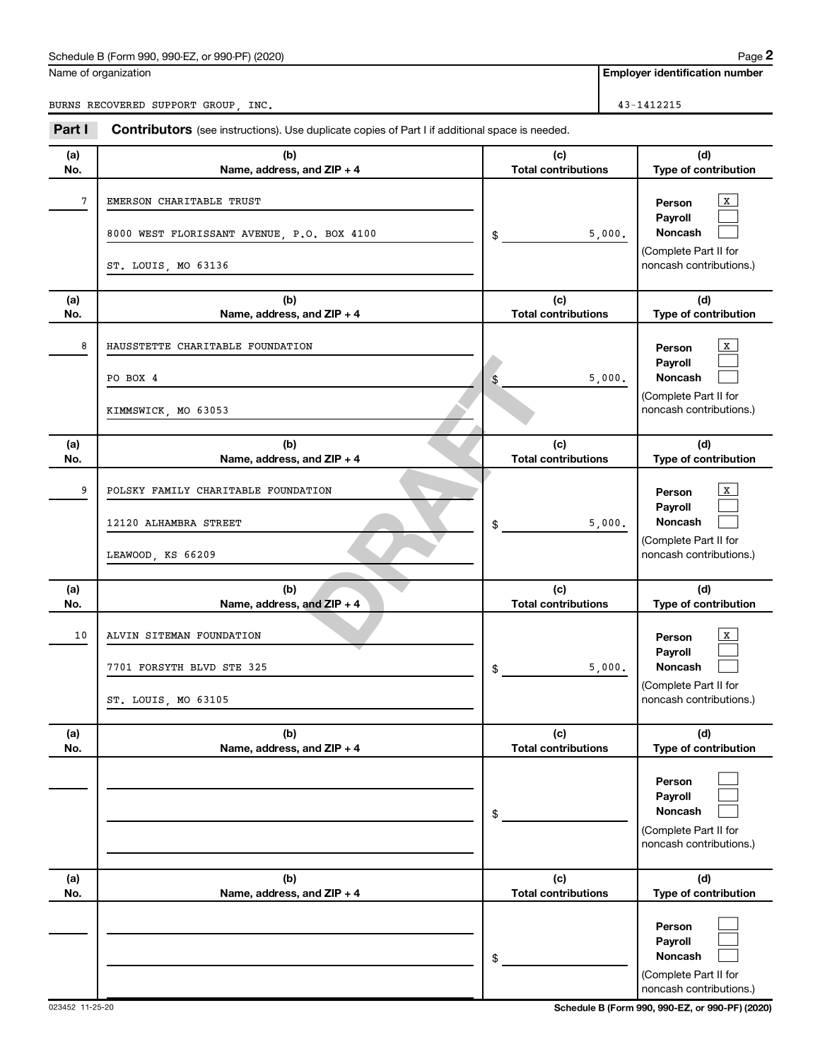Schedule B (Form 990, 990-EZ, or 990-PF) (2020)

Name of organization: BURNS RECOVERED SUPPORT GROUP, INC.

Employer identification number: 43-1412215

**Part I** **Contributors** (see instructions). Use duplicate copies of Part I if additional space is needed.

| (a) No. | (b) Name, address, and ZIP + 4 | (c) Total contributions | (d) Type of contribution |
|---|---|---|---|
| 7 | EMERSON CHARITABLE TRUST<br>8000 WEST FLORISSANT AVENUE, P.O. BOX 4100<br>ST. LOUIS, MO 63136 | $ 5,000. | Person [X]<br>Payroll [ ]<br>Noncash [ ]<br>(Complete Part II for noncash contributions.) |
| 8 | HAUSSTETTE CHARITABLE FOUNDATION<br>PO BOX 4<br>KIMMSWICK, MO 63053 | $ 5,000. | Person [X]<br>Payroll [ ]<br>Noncash [ ]<br>(Complete Part II for noncash contributions.) |
| 9 | POLSKY FAMILY CHARITABLE FOUNDATION<br>12120 ALHAMBRA STREET<br>LEAWOOD, KS 66209 | $ 5,000. | Person [X]<br>Payroll [ ]<br>Noncash [ ]<br>(Complete Part II for noncash contributions.) |
| 10 | ALVIN SITEMAN FOUNDATION<br>7701 FORSYTH BLVD STE 325<br>ST. LOUIS, MO 63105 | $ 5,000. | Person [X]<br>Payroll [ ]<br>Noncash [ ]<br>(Complete Part II for noncash contributions.) |
| | | $ | Person [ ]<br>Payroll [ ]<br>Noncash [ ]<br>(Complete Part II for noncash contributions.) |
| | | $ | Person [ ]<br>Payroll [ ]<br>Noncash [ ]<br>(Complete Part II for noncash contributions.) |

DRAFT

023452 11-25-20

Schedule B (Form 990, 990-EZ, or 990-PF) (2020)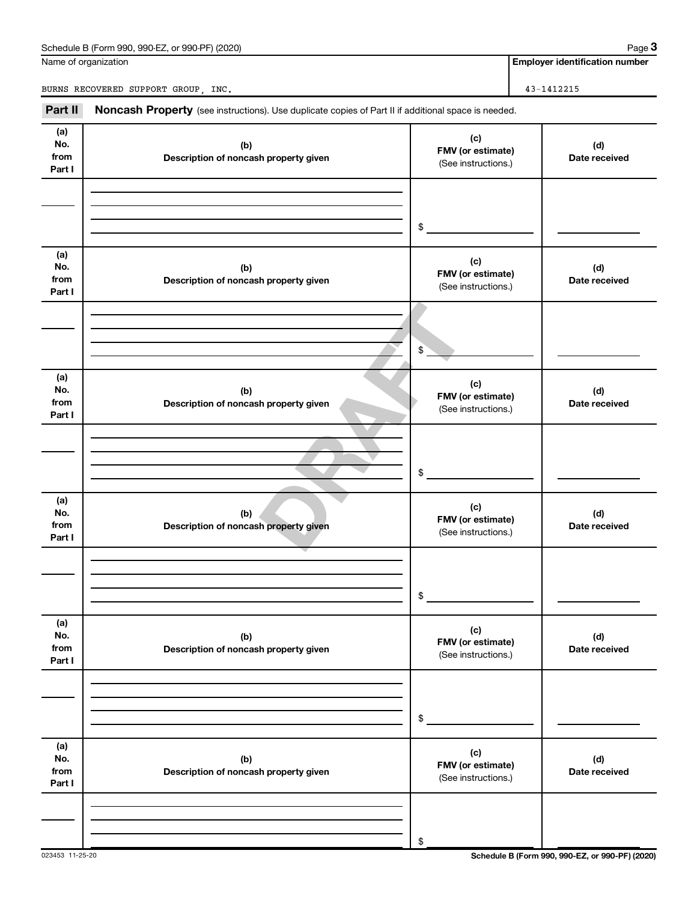Name of organization

BURNS RECOVERED SUPPORT GROUP, INC.

**Employer identification number**

43-1412215

**Part II** **Noncash Property** (see instructions). Use duplicate copies of Part II if additional space is needed.

| (a) No. from Part I | (b) Description of noncash property given | (c) FMV (or estimate) (See instructions.) | (d) Date received |
|---|---|---|---|
| | | $ | |

| (a) No. from Part I | (b) Description of noncash property given | (c) FMV (or estimate) (See instructions.) | (d) Date received |
|---|---|---|---|
| | | $ | |

| (a) No. from Part I | (b) Description of noncash property given | (c) FMV (or estimate) (See instructions.) | (d) Date received |
|---|---|---|---|
| | | $ | |

| (a) No. from Part I | (b) Description of noncash property given | (c) FMV (or estimate) (See instructions.) | (d) Date received |
|---|---|---|---|
| | | $ | |

| (a) No. from Part I | (b) Description of noncash property given | (c) FMV (or estimate) (See instructions.) | (d) Date received |
|---|---|---|---|
| | | $ | |

| (a) No. from Part I | (b) Description of noncash property given | (c) FMV (or estimate) (See instructions.) | (d) Date received |
|---|---|---|---|
| | | $ | |

DRAFT

023453 11-25-20

**Schedule B (Form 990, 990-EZ, or 990-PF) (2020)**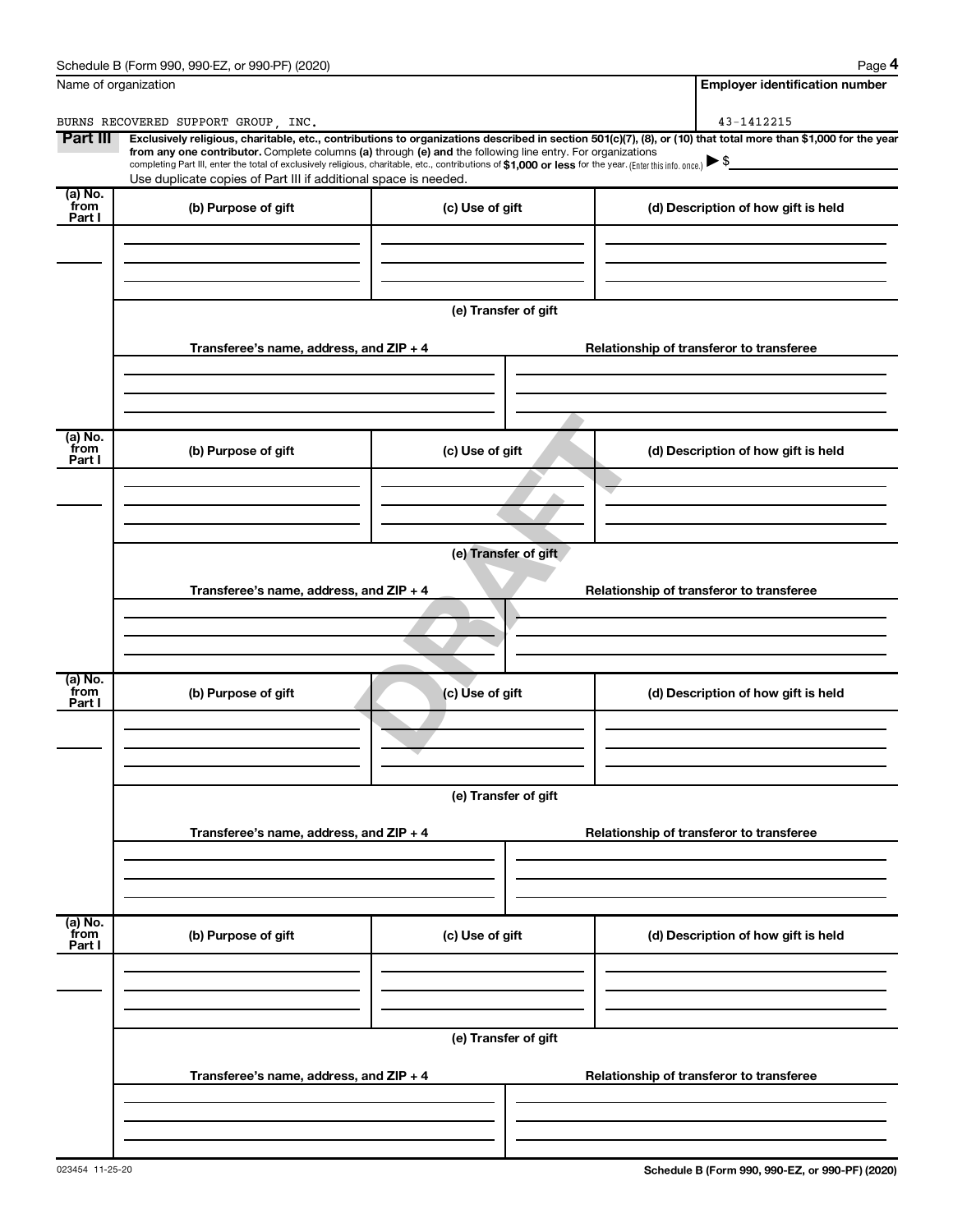Schedule B (Form 990, 990-EZ, or 990-PF) (2020)

| Name of organization | Employer identification number |
| --- | --- |
| BURNS RECOVERED SUPPORT GROUP, INC. | 43-1412215 |

**Part III** **Exclusively religious, charitable, etc., contributions to organizations described in section 501(c)(7), (8), or (10) that total more than $1,000 for the year from any one contributor.** Complete columns **(a)** through **(e) and** the following line entry. For organizations completing Part III, enter the total of exclusively religious, charitable, etc., contributions of **$1,000 or less** for the year. (Enter this info. once.) ▶ $

Use duplicate copies of Part III if additional space is needed.

| (a) No. from Part I | (b) Purpose of gift | (c) Use of gift | (d) Description of how gift is held |
| --- | --- | --- | --- |
| | | | |

**(e) Transfer of gift**

| Transferee's name, address, and ZIP + 4 | Relationship of transferor to transferee |
| --- | --- |
| | |

| (a) No. from Part I | (b) Purpose of gift | (c) Use of gift | (d) Description of how gift is held |
| --- | --- | --- | --- |
| | | | |

**(e) Transfer of gift**

| Transferee's name, address, and ZIP + 4 | Relationship of transferor to transferee |
| --- | --- |
| | |

| (a) No. from Part I | (b) Purpose of gift | (c) Use of gift | (d) Description of how gift is held |
| --- | --- | --- | --- |
| | | | |

**(e) Transfer of gift**

| Transferee's name, address, and ZIP + 4 | Relationship of transferor to transferee |
| --- | --- |
| | |

| (a) No. from Part I | (b) Purpose of gift | (c) Use of gift | (d) Description of how gift is held |
| --- | --- | --- | --- |
| | | | |

**(e) Transfer of gift**

| Transferee's name, address, and ZIP + 4 | Relationship of transferor to transferee |
| --- | --- |
| | |

DRAFT

023454 11-25-20

**Schedule B (Form 990, 990-EZ, or 990-PF) (2020)**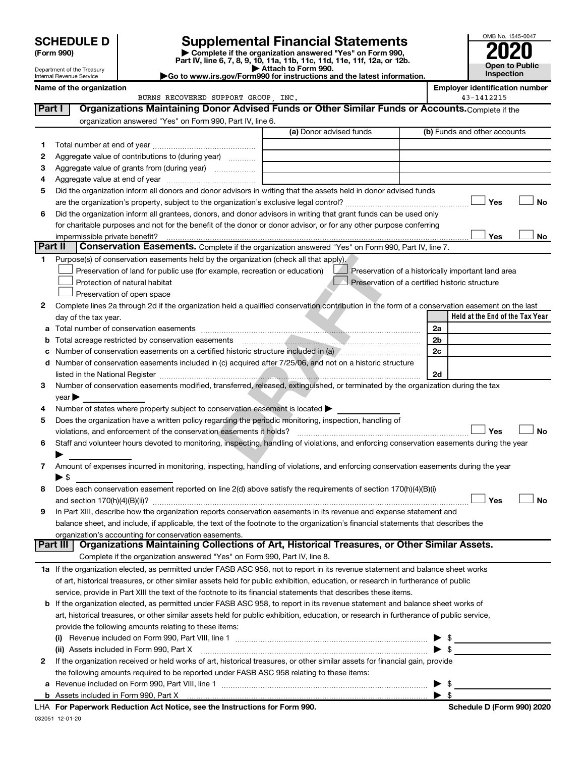# SCHEDULE D (Form 990)

Department of the Treasury
Internal Revenue Service

# Supplemental Financial Statements

▶ Complete if the organization answered "Yes" on Form 990, Part IV, line 6, 7, 8, 9, 10, 11a, 11b, 11c, 11d, 11e, 11f, 12a, or 12b.
▶ Attach to Form 990.
▶Go to www.irs.gov/Form990 for instructions and the latest information.

OMB No. 1545-0047
**2020**
**Open to Public Inspection**

**Name of the organization:** BURNS RECOVERED SUPPORT GROUP, INC.
**Employer identification number:** 43-1412215

## Part I — Organizations Maintaining Donor Advised Funds or Other Similar Funds or Accounts.

Complete if the organization answered "Yes" on Form 990, Part IV, line 6.

| | | (a) Donor advised funds | (b) Funds and other accounts |
|---|---|---|---|
| 1 | Total number at end of year | | |
| 2 | Aggregate value of contributions to (during year) | | |
| 3 | Aggregate value of grants from (during year) | | |
| 4 | Aggregate value at end of year | | |

5 Did the organization inform all donors and donor advisors in writing that the assets held in donor advised funds are the organization's property, subject to the organization's exclusive legal control? ☐ Yes ☐ No

6 Did the organization inform all grantees, donors, and donor advisors in writing that grant funds can be used only for charitable purposes and not for the benefit of the donor or donor advisor, or for any other purpose conferring impermissible private benefit? ☐ Yes ☐ No

## Part II — Conservation Easements.

Complete if the organization answered "Yes" on Form 990, Part IV, line 7.

1 Purpose(s) of conservation easements held by the organization (check all that apply).
- ☐ Preservation of land for public use (for example, recreation or education)
- ☐ Preservation of a historically important land area
- ☐ Protection of natural habitat
- ☐ Preservation of a certified historic structure
- ☐ Preservation of open space

2 Complete lines 2a through 2d if the organization held a qualified conservation contribution in the form of a conservation easement on the last day of the tax year.

| | | | Held at the End of the Tax Year |
|---|---|---|---|
| a | Total number of conservation easements | 2a | |
| b | Total acreage restricted by conservation easements | 2b | |
| c | Number of conservation easements on a certified historic structure included in (a) | 2c | |
| d | Number of conservation easements included in (c) acquired after 7/25/06, and not on a historic structure listed in the National Register | 2d | |

3 Number of conservation easements modified, transferred, released, extinguished, or terminated by the organization during the tax year ▶

4 Number of states where property subject to conservation easement is located ▶

5 Does the organization have a written policy regarding the periodic monitoring, inspection, handling of violations, and enforcement of the conservation easements it holds? ☐ Yes ☐ No

6 Staff and volunteer hours devoted to monitoring, inspecting, handling of violations, and enforcing conservation easements during the year ▶

7 Amount of expenses incurred in monitoring, inspecting, handling of violations, and enforcing conservation easements during the year ▶ $

8 Does each conservation easement reported on line 2(d) above satisfy the requirements of section 170(h)(4)(B)(i) and section 170(h)(4)(B)(ii)? ☐ Yes ☐ No

9 In Part XIII, describe how the organization reports conservation easements in its revenue and expense statement and balance sheet, and include, if applicable, the text of the footnote to the organization's financial statements that describes the organization's accounting for conservation easements.

## Part III — Organizations Maintaining Collections of Art, Historical Treasures, or Other Similar Assets.

Complete if the organization answered "Yes" on Form 990, Part IV, line 8.

1a If the organization elected, as permitted under FASB ASC 958, not to report in its revenue statement and balance sheet works of art, historical treasures, or other similar assets held for public exhibition, education, or research in furtherance of public service, provide in Part XIII the text of the footnote to its financial statements that describes these items.

b If the organization elected, as permitted under FASB ASC 958, to report in its revenue statement and balance sheet works of art, historical treasures, or other similar assets held for public exhibition, education, or research in furtherance of public service, provide the following amounts relating to these items:

(i) Revenue included on Form 990, Part VIII, line 1 ▶ $

(ii) Assets included in Form 990, Part X ▶ $

2 If the organization received or held works of art, historical treasures, or other similar assets for financial gain, provide the following amounts required to be reported under FASB ASC 958 relating to these items:

a Revenue included on Form 990, Part VIII, line 1 ▶ $

b Assets included in Form 990, Part X ▶ $

**LHA For Paperwork Reduction Act Notice, see the Instructions for Form 990.** **Schedule D (Form 990) 2020**

032051 12-01-20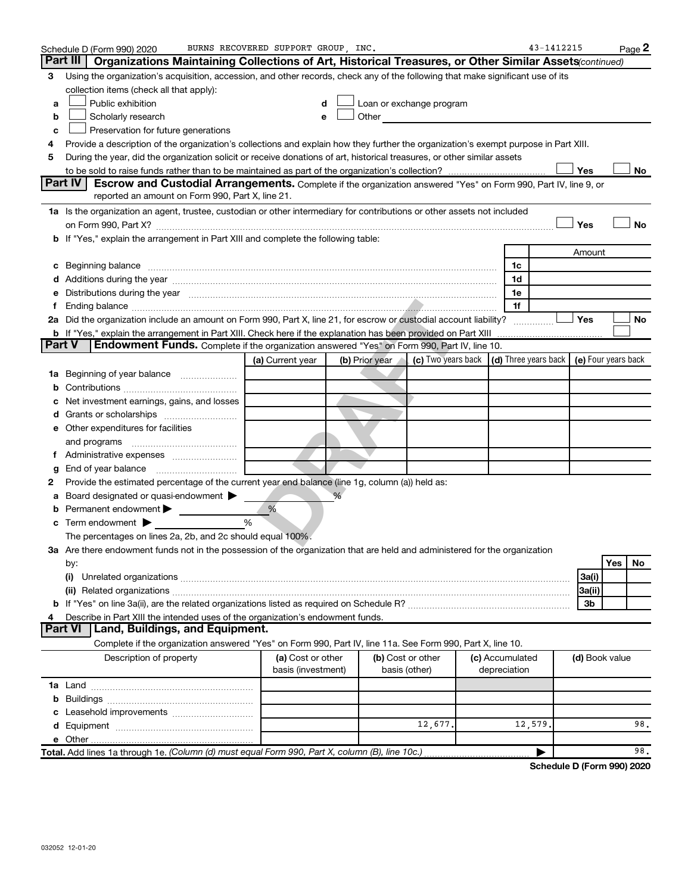Schedule D (Form 990) 2020 BURNS RECOVERED SUPPORT GROUP, INC. 43-1412215 Page 2

## Part III Organizations Maintaining Collections of Art, Historical Treasures, or Other Similar Assets *(continued)*

3 Using the organization's acquisition, accession, and other records, check any of the following that make significant use of its collection items (check all that apply):

- a ☐ Public exhibition
- b ☐ Scholarly research
- c ☐ Preservation for future generations
- d ☐ Loan or exchange program
- e ☐ Other

4 Provide a description of the organization's collections and explain how they further the organization's exempt purpose in Part XIII.

5 During the year, did the organization solicit or receive donations of art, historical treasures, or other similar assets to be sold to raise funds rather than to be maintained as part of the organization's collection? ☐ Yes ☐ No

## Part IV Escrow and Custodial Arrangements.

Complete if the organization answered "Yes" on Form 990, Part IV, line 9, or reported an amount on Form 990, Part X, line 21.

1a Is the organization an agent, trustee, custodian or other intermediary for contributions or other assets not included on Form 990, Part X? ☐ Yes ☐ No

b If "Yes," explain the arrangement in Part XIII and complete the following table:

| | | Amount |
|---|---|---|
| c Beginning balance | 1c | |
| d Additions during the year | 1d | |
| e Distributions during the year | 1e | |
| f Ending balance | 1f | |

2a Did the organization include an amount on Form 990, Part X, line 21, for escrow or custodial account liability? ☐ Yes ☐ No

b If "Yes," explain the arrangement in Part XIII. Check here if the explanation has been provided on Part XIII ☐

## Part V Endowment Funds.

Complete if the organization answered "Yes" on Form 990, Part IV, line 10.

| | (a) Current year | (b) Prior year | (c) Two years back | (d) Three years back | (e) Four years back |
|---|---|---|---|---|---|
| 1a Beginning of year balance | | | | | |
| b Contributions | | | | | |
| c Net investment earnings, gains, and losses | | | | | |
| d Grants or scholarships | | | | | |
| e Other expenditures for facilities and programs | | | | | |
| f Administrative expenses | | | | | |
| g End of year balance | | | | | |

2 Provide the estimated percentage of the current year end balance (line 1g, column (a)) held as:

- a Board designated or quasi-endowment ▶ %
- b Permanent endowment ▶ %
- c Term endowment ▶ %

The percentages on lines 2a, 2b, and 2c should equal 100%.

3a Are there endowment funds not in the possession of the organization that are held and administered for the organization by:

| | | Yes | No |
|---|---|---|---|
| (i) Unrelated organizations | 3a(i) | | |
| (ii) Related organizations | 3a(ii) | | |
| b If "Yes" on line 3a(ii), are the related organizations listed as required on Schedule R? | 3b | | |

4 Describe in Part XIII the intended uses of the organization's endowment funds.

## Part VI Land, Buildings, and Equipment.

Complete if the organization answered "Yes" on Form 990, Part IV, line 11a. See Form 990, Part X, line 10.

| Description of property | (a) Cost or other basis (investment) | (b) Cost or other basis (other) | (c) Accumulated depreciation | (d) Book value |
|---|---|---|---|---|
| 1a Land | | | | |
| b Buildings | | | | |
| c Leasehold improvements | | | | |
| d Equipment | | 12,677. | 12,579. | 98. |
| e Other | | | | |
| **Total.** Add lines 1a through 1e. *(Column (d) must equal Form 990, Part X, column (B), line 10c.)* | | | ▶ | 98. |

**Schedule D (Form 990) 2020**

032052 12-01-20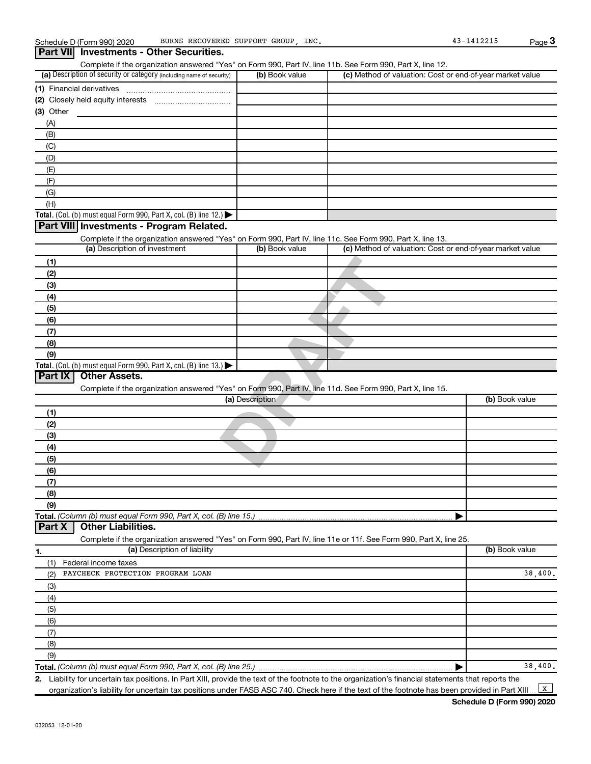Schedule D (Form 990) 2020 BURNS RECOVERED SUPPORT GROUP, INC. 43-1412215

## Part VII Investments - Other Securities.

Complete if the organization answered "Yes" on Form 990, Part IV, line 11b. See Form 990, Part X, line 12.

| (a) Description of security or category (including name of security) | (b) Book value | (c) Method of valuation: Cost or end-of-year market value |
|---|---|---|
| (1) Financial derivatives | | |
| (2) Closely held equity interests | | |
| (3) Other | | |
| (A) | | |
| (B) | | |
| (C) | | |
| (D) | | |
| (E) | | |
| (F) | | |
| (G) | | |
| (H) | | |
| **Total.** (Col. (b) must equal Form 990, Part X, col. (B) line 12.) ▶ | | |

## Part VIII Investments - Program Related.

Complete if the organization answered "Yes" on Form 990, Part IV, line 11c. See Form 990, Part X, line 13.

| (a) Description of investment | (b) Book value | (c) Method of valuation: Cost or end-of-year market value |
|---|---|---|
| (1) | | |
| (2) | | |
| (3) | | |
| (4) | | |
| (5) | | |
| (6) | | |
| (7) | | |
| (8) | | |
| (9) | | |
| **Total.** (Col. (b) must equal Form 990, Part X, col. (B) line 13.) ▶ | | |

## Part IX Other Assets.

Complete if the organization answered "Yes" on Form 990, Part IV, line 11d. See Form 990, Part X, line 15.

| (a) Description | (b) Book value |
|---|---|
| (1) | |
| (2) | |
| (3) | |
| (4) | |
| (5) | |
| (6) | |
| (7) | |
| (8) | |
| (9) | |
| **Total.** *(Column (b) must equal Form 990, Part X, col. (B) line 15.)* ▶ | |

## Part X Other Liabilities.

Complete if the organization answered "Yes" on Form 990, Part IV, line 11e or 11f. See Form 990, Part X, line 25.

| 1. (a) Description of liability | (b) Book value |
|---|---|
| (1) Federal income taxes | |
| (2) PAYCHECK PROTECTION PROGRAM LOAN | 38,400. |
| (3) | |
| (4) | |
| (5) | |
| (6) | |
| (7) | |
| (8) | |
| (9) | |
| **Total.** *(Column (b) must equal Form 990, Part X, col. (B) line 25.)* ▶ | 38,400. |

2. Liability for uncertain tax positions. In Part XIII, provide the text of the footnote to the organization's financial statements that reports the organization's liability for uncertain tax positions under FASB ASC 740. Check here if the text of the footnote has been provided in Part XIII [X]

**Schedule D (Form 990) 2020**

032053 12-01-20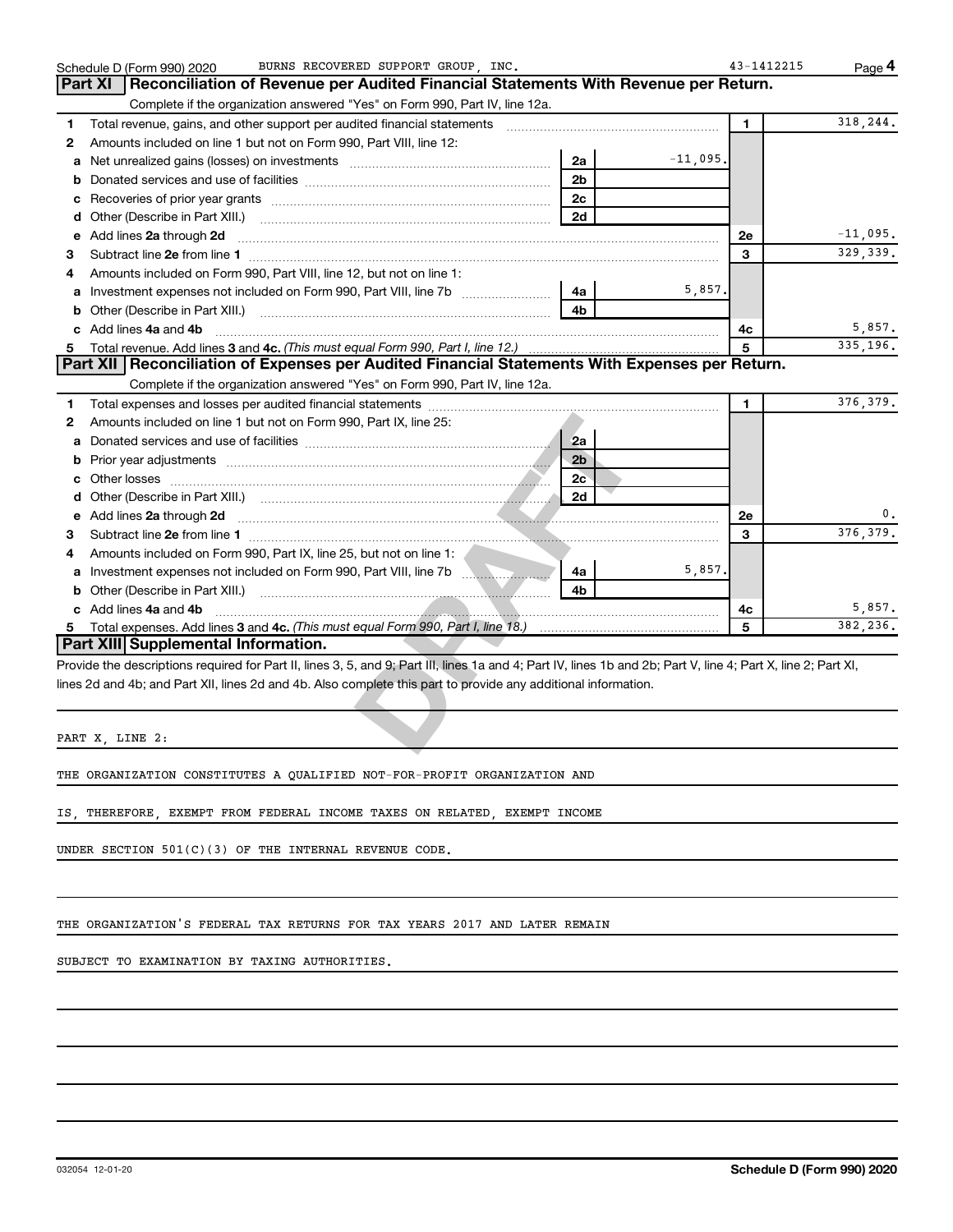Schedule D (Form 990) 2020 BURNS RECOVERED SUPPORT GROUP, INC. 43-1412215 Page 4

## Part XI Reconciliation of Revenue per Audited Financial Statements With Revenue per Return.

Complete if the organization answered "Yes" on Form 990, Part IV, line 12a.

| | | | | | |
|---|---|---|---|---|---|
| 1 | Total revenue, gains, and other support per audited financial statements | | | 1 | 318,244. |
| 2 | Amounts included on line 1 but not on Form 990, Part VIII, line 12: | | | | |
| a | Net unrealized gains (losses) on investments | 2a | -11,095. | | |
| b | Donated services and use of facilities | 2b | | | |
| c | Recoveries of prior year grants | 2c | | | |
| d | Other (Describe in Part XIII.) | 2d | | | |
| e | Add lines 2a through 2d | | | 2e | -11,095. |
| 3 | Subtract line 2e from line 1 | | | 3 | 329,339. |
| 4 | Amounts included on Form 990, Part VIII, line 12, but not on line 1: | | | | |
| a | Investment expenses not included on Form 990, Part VIII, line 7b | 4a | 5,857. | | |
| b | Other (Describe in Part XIII.) | 4b | | | |
| c | Add lines 4a and 4b | | | 4c | 5,857. |
| 5 | Total revenue. Add lines 3 and 4c. *(This must equal Form 990, Part I, line 12.)* | | | 5 | 335,196. |

## Part XII Reconciliation of Expenses per Audited Financial Statements With Expenses per Return.

Complete if the organization answered "Yes" on Form 990, Part IV, line 12a.

| | | | | | |
|---|---|---|---|---|---|
| 1 | Total expenses and losses per audited financial statements | | | 1 | 376,379. |
| 2 | Amounts included on line 1 but not on Form 990, Part IX, line 25: | | | | |
| a | Donated services and use of facilities | 2a | | | |
| b | Prior year adjustments | 2b | | | |
| c | Other losses | 2c | | | |
| d | Other (Describe in Part XIII.) | 2d | | | |
| e | Add lines 2a through 2d | | | 2e | 0. |
| 3 | Subtract line 2e from line 1 | | | 3 | 376,379. |
| 4 | Amounts included on Form 990, Part IX, line 25, but not on line 1: | | | | |
| a | Investment expenses not included on Form 990, Part VIII, line 7b | 4a | 5,857. | | |
| b | Other (Describe in Part XIII.) | 4b | | | |
| c | Add lines 4a and 4b | | | 4c | 5,857. |
| 5 | Total expenses. Add lines 3 and 4c. *(This must equal Form 990, Part I, line 18.)* | | | 5 | 382,236. |

## Part XIII Supplemental Information.

Provide the descriptions required for Part II, lines 3, 5, and 9; Part III, lines 1a and 4; Part IV, lines 1b and 2b; Part V, line 4; Part X, line 2; Part XI, lines 2d and 4b; and Part XII, lines 2d and 4b. Also complete this part to provide any additional information.

PART X, LINE 2:

THE ORGANIZATION CONSTITUTES A QUALIFIED NOT-FOR-PROFIT ORGANIZATION AND IS, THEREFORE, EXEMPT FROM FEDERAL INCOME TAXES ON RELATED, EXEMPT INCOME UNDER SECTION 501(C)(3) OF THE INTERNAL REVENUE CODE.

THE ORGANIZATION'S FEDERAL TAX RETURNS FOR TAX YEARS 2017 AND LATER REMAIN SUBJECT TO EXAMINATION BY TAXING AUTHORITIES.

032054 12-01-20 Schedule D (Form 990) 2020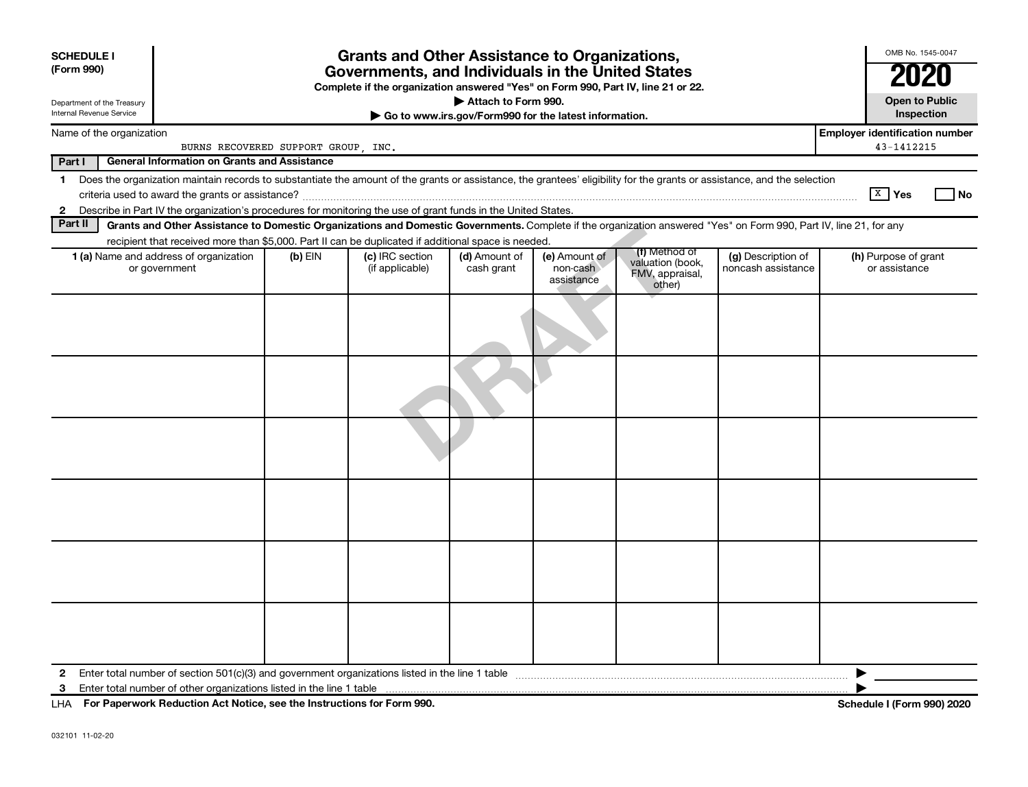**SCHEDULE I (Form 990)**

Department of the Treasury
Internal Revenue Service

# Grants and Other Assistance to Organizations, Governments, and Individuals in the United States

**Complete if the organization answered "Yes" on Form 990, Part IV, line 21 or 22.**
**▶ Attach to Form 990.**
**▶ Go to www.irs.gov/Form990 for the latest information.**

OMB No. 1545-0047

**2020**

**Open to Public Inspection**

Name of the organization: BURNS RECOVERED SUPPORT GROUP, INC.

**Employer identification number:** 43-1412215

**Part I — General Information on Grants and Assistance**

1 Does the organization maintain records to substantiate the amount of the grants or assistance, the grantees' eligibility for the grants or assistance, and the selection criteria used to award the grants or assistance? [X] Yes [ ] No

2 Describe in Part IV the organization's procedures for monitoring the use of grant funds in the United States.

**Part II — Grants and Other Assistance to Domestic Organizations and Domestic Governments.** Complete if the organization answered "Yes" on Form 990, Part IV, line 21, for any recipient that received more than $5,000. Part II can be duplicated if additional space is needed.

| 1 (a) Name and address of organization or government | (b) EIN | (c) IRC section (if applicable) | (d) Amount of cash grant | (e) Amount of non-cash assistance | (f) Method of valuation (book, FMV, appraisal, other) | (g) Description of noncash assistance | (h) Purpose of grant or assistance |
|---|---|---|---|---|---|---|---|
| | | | | | | | |
| | | | | | | | |
| | | | | | | | |
| | | | | | | | |
| | | | | | | | |
| | | | | | | | |

2 Enter total number of section 501(c)(3) and government organizations listed in the line 1 table ▶

3 Enter total number of other organizations listed in the line 1 table ▶

LHA **For Paperwork Reduction Act Notice, see the Instructions for Form 990.** **Schedule I (Form 990) 2020**

032101 11-02-20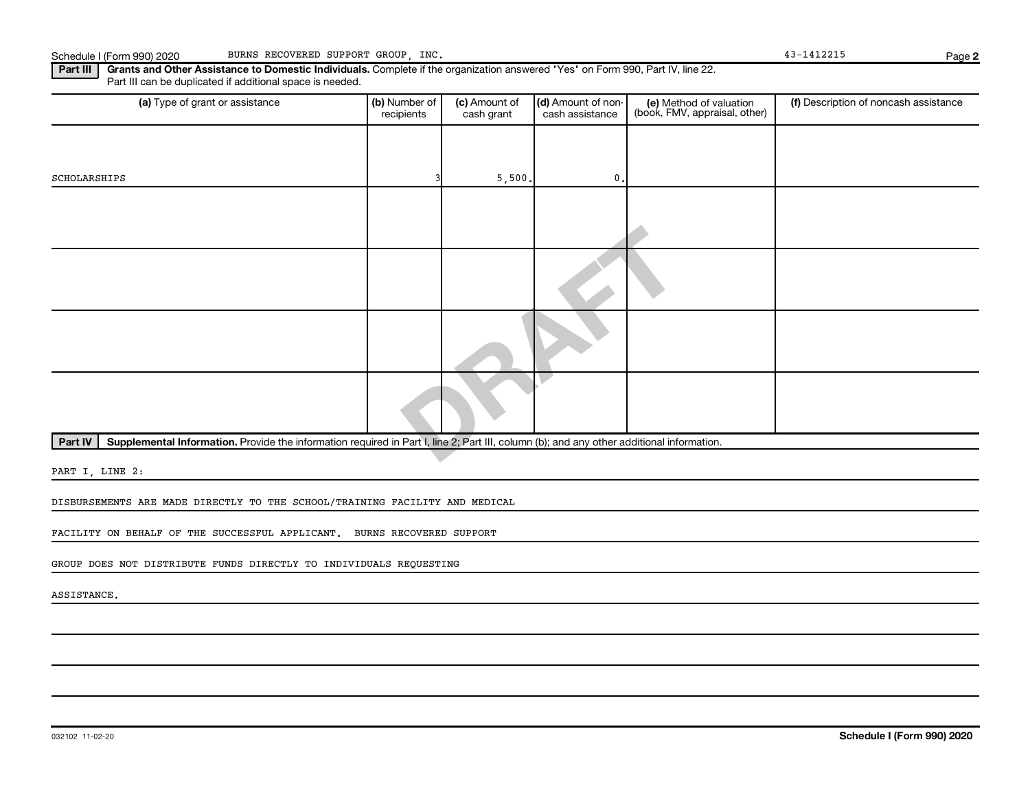**Part III Grants and Other Assistance to Domestic Individuals.** Complete if the organization answered "Yes" on Form 990, Part IV, line 22. Part III can be duplicated if additional space is needed.

| (a) Type of grant or assistance | (b) Number of recipients | (c) Amount of cash grant | (d) Amount of non-cash assistance | (e) Method of valuation (book, FMV, appraisal, other) | (f) Description of noncash assistance |
|---|---|---|---|---|---|
| SCHOLARSHIPS | 3 | 5,500. | 0. | | |
| | | | | | |
| | | | | | |
| | | | | | |
| | | | | | |

**Part IV Supplemental Information.** Provide the information required in Part I, line 2; Part III, column (b); and any other additional information.

PART I, LINE 2:

DISBURSEMENTS ARE MADE DIRECTLY TO THE SCHOOL/TRAINING FACILITY AND MEDICAL FACILITY ON BEHALF OF THE SUCCESSFUL APPLICANT. BURNS RECOVERED SUPPORT GROUP DOES NOT DISTRIBUTE FUNDS DIRECTLY TO INDIVIDUALS REQUESTING ASSISTANCE.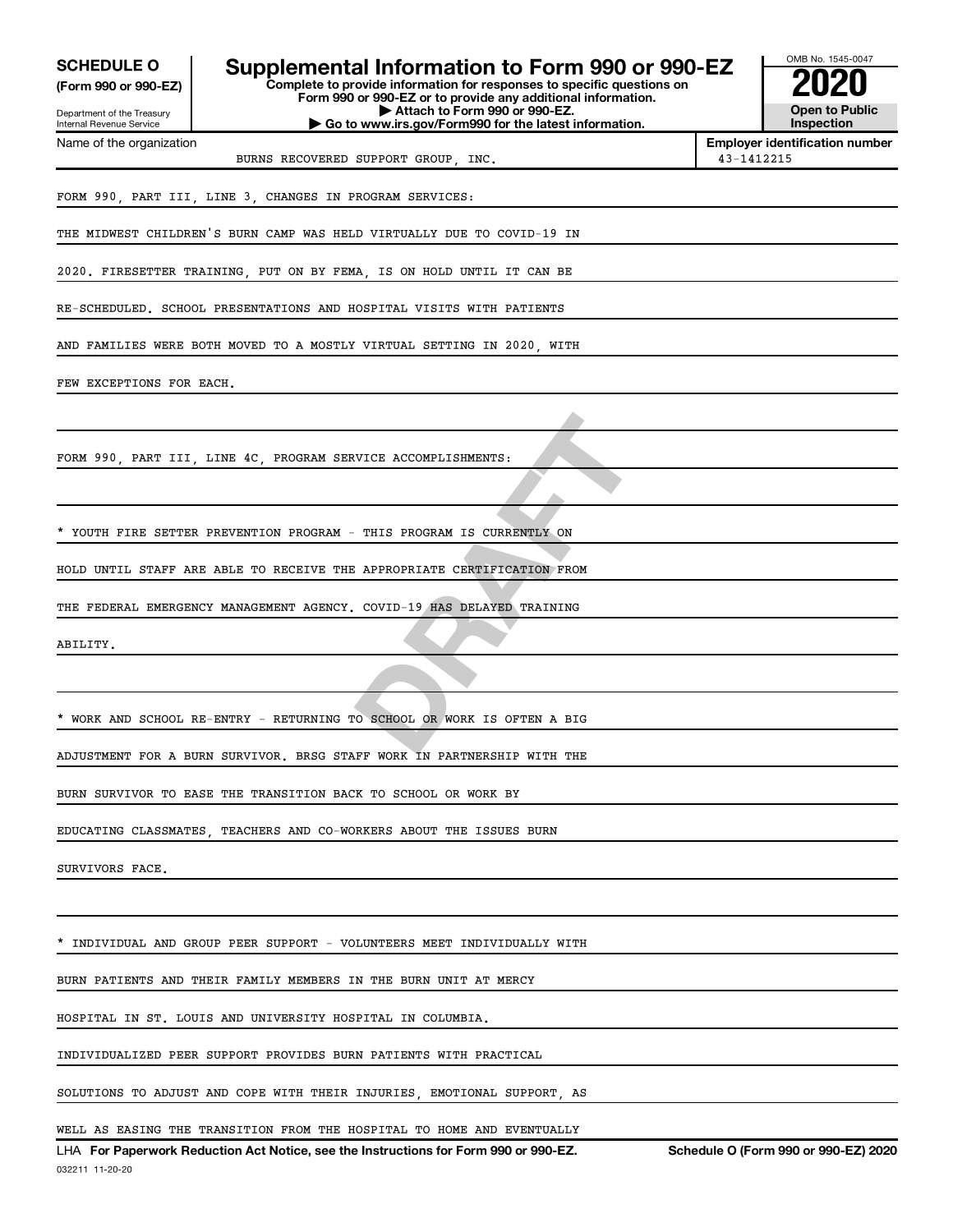**SCHEDULE O** (Form 990 or 990-EZ)

Department of the Treasury
Internal Revenue Service

# Supplemental Information to Form 990 or 990-EZ

**Complete to provide information for responses to specific questions on Form 990 or 990-EZ or to provide any additional information.**
**▶ Attach to Form 990 or 990-EZ.**
**▶ Go to www.irs.gov/Form990 for the latest information.**

OMB No. 1545-0047

**2020**

**Open to Public Inspection**

Name of the organization: BURNS RECOVERED SUPPORT GROUP, INC.

**Employer identification number:** 43-1412215

FORM 990, PART III, LINE 3, CHANGES IN PROGRAM SERVICES:

THE MIDWEST CHILDREN'S BURN CAMP WAS HELD VIRTUALLY DUE TO COVID-19 IN 2020. FIRESETTER TRAINING, PUT ON BY FEMA, IS ON HOLD UNTIL IT CAN BE RE-SCHEDULED. SCHOOL PRESENTATIONS AND HOSPITAL VISITS WITH PATIENTS AND FAMILIES WERE BOTH MOVED TO A MOSTLY VIRTUAL SETTING IN 2020, WITH FEW EXCEPTIONS FOR EACH.

FORM 990, PART III, LINE 4C, PROGRAM SERVICE ACCOMPLISHMENTS:

* YOUTH FIRE SETTER PREVENTION PROGRAM - THIS PROGRAM IS CURRENTLY ON HOLD UNTIL STAFF ARE ABLE TO RECEIVE THE APPROPRIATE CERTIFICATION FROM THE FEDERAL EMERGENCY MANAGEMENT AGENCY. COVID-19 HAS DELAYED TRAINING ABILITY.

* WORK AND SCHOOL RE-ENTRY - RETURNING TO SCHOOL OR WORK IS OFTEN A BIG ADJUSTMENT FOR A BURN SURVIVOR. BRSG STAFF WORK IN PARTNERSHIP WITH THE BURN SURVIVOR TO EASE THE TRANSITION BACK TO SCHOOL OR WORK BY EDUCATING CLASSMATES, TEACHERS AND CO-WORKERS ABOUT THE ISSUES BURN SURVIVORS FACE.

* INDIVIDUAL AND GROUP PEER SUPPORT - VOLUNTEERS MEET INDIVIDUALLY WITH BURN PATIENTS AND THEIR FAMILY MEMBERS IN THE BURN UNIT AT MERCY HOSPITAL IN ST. LOUIS AND UNIVERSITY HOSPITAL IN COLUMBIA. INDIVIDUALIZED PEER SUPPORT PROVIDES BURN PATIENTS WITH PRACTICAL SOLUTIONS TO ADJUST AND COPE WITH THEIR INJURIES, EMOTIONAL SUPPORT, AS WELL AS EASING THE TRANSITION FROM THE HOSPITAL TO HOME AND EVENTUALLY

LHA **For Paperwork Reduction Act Notice, see the Instructions for Form 990 or 990-EZ.** **Schedule O (Form 990 or 990-EZ) 2020**

032211 11-20-20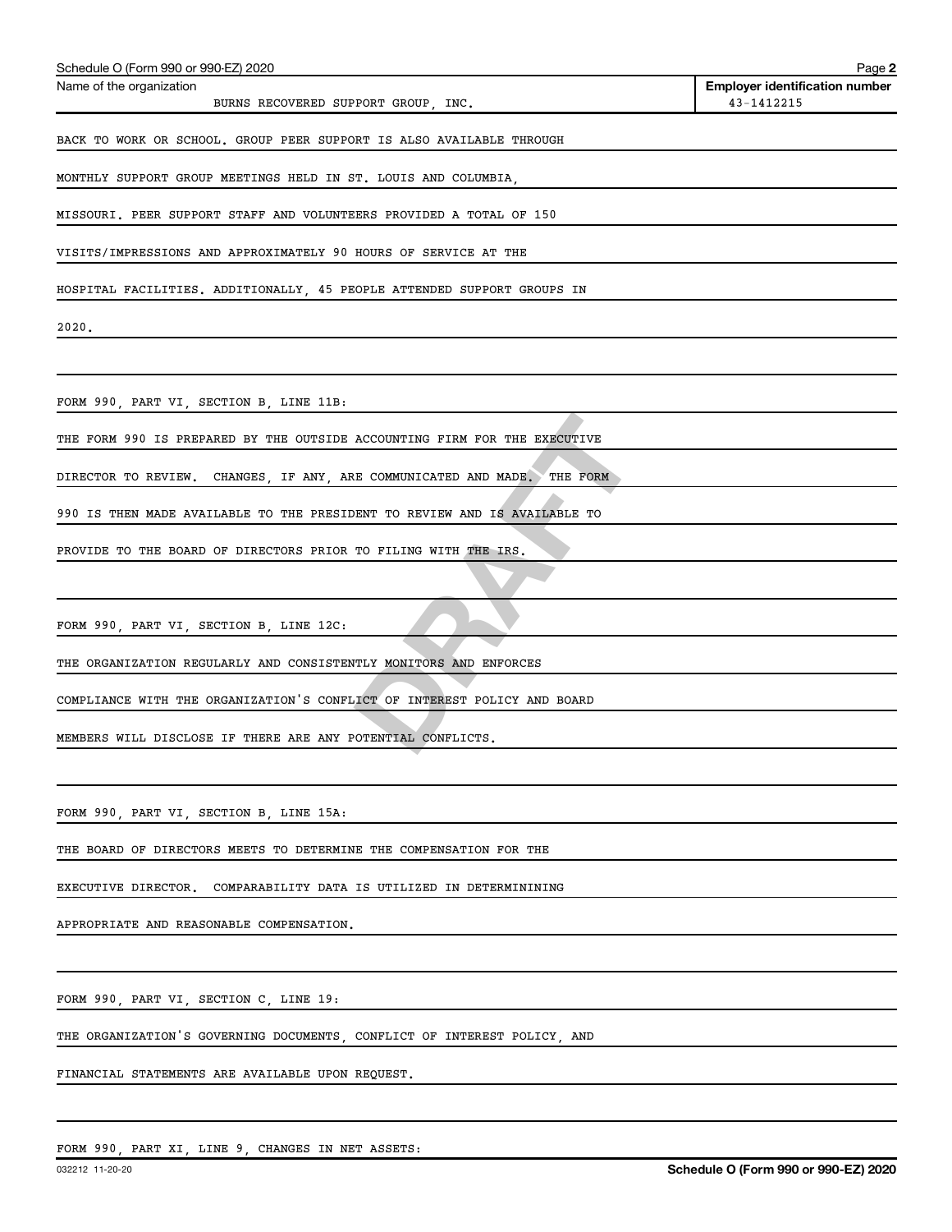Name of the organization: BURNS RECOVERED SUPPORT GROUP, INC.

Employer identification number: 43-1412215

BACK TO WORK OR SCHOOL. GROUP PEER SUPPORT IS ALSO AVAILABLE THROUGH MONTHLY SUPPORT GROUP MEETINGS HELD IN ST. LOUIS AND COLUMBIA, MISSOURI. PEER SUPPORT STAFF AND VOLUNTEERS PROVIDED A TOTAL OF 150 VISITS/IMPRESSIONS AND APPROXIMATELY 90 HOURS OF SERVICE AT THE HOSPITAL FACILITIES. ADDITIONALLY, 45 PEOPLE ATTENDED SUPPORT GROUPS IN 2020.

FORM 990, PART VI, SECTION B, LINE 11B:

THE FORM 990 IS PREPARED BY THE OUTSIDE ACCOUNTING FIRM FOR THE EXECUTIVE DIRECTOR TO REVIEW. CHANGES, IF ANY, ARE COMMUNICATED AND MADE. THE FORM 990 IS THEN MADE AVAILABLE TO THE PRESIDENT TO REVIEW AND IS AVAILABLE TO PROVIDE TO THE BOARD OF DIRECTORS PRIOR TO FILING WITH THE IRS.

FORM 990, PART VI, SECTION B, LINE 12C:

THE ORGANIZATION REGULARLY AND CONSISTENTLY MONITORS AND ENFORCES COMPLIANCE WITH THE ORGANIZATION'S CONFLICT OF INTEREST POLICY AND BOARD MEMBERS WILL DISCLOSE IF THERE ARE ANY POTENTIAL CONFLICTS.

FORM 990, PART VI, SECTION B, LINE 15A:

THE BOARD OF DIRECTORS MEETS TO DETERMINE THE COMPENSATION FOR THE EXECUTIVE DIRECTOR. COMPARABILITY DATA IS UTILIZED IN DETERMINING APPROPRIATE AND REASONABLE COMPENSATION.

FORM 990, PART VI, SECTION C, LINE 19:

THE ORGANIZATION'S GOVERNING DOCUMENTS, CONFLICT OF INTEREST POLICY, AND FINANCIAL STATEMENTS ARE AVAILABLE UPON REQUEST.

FORM 990, PART XI, LINE 9, CHANGES IN NET ASSETS: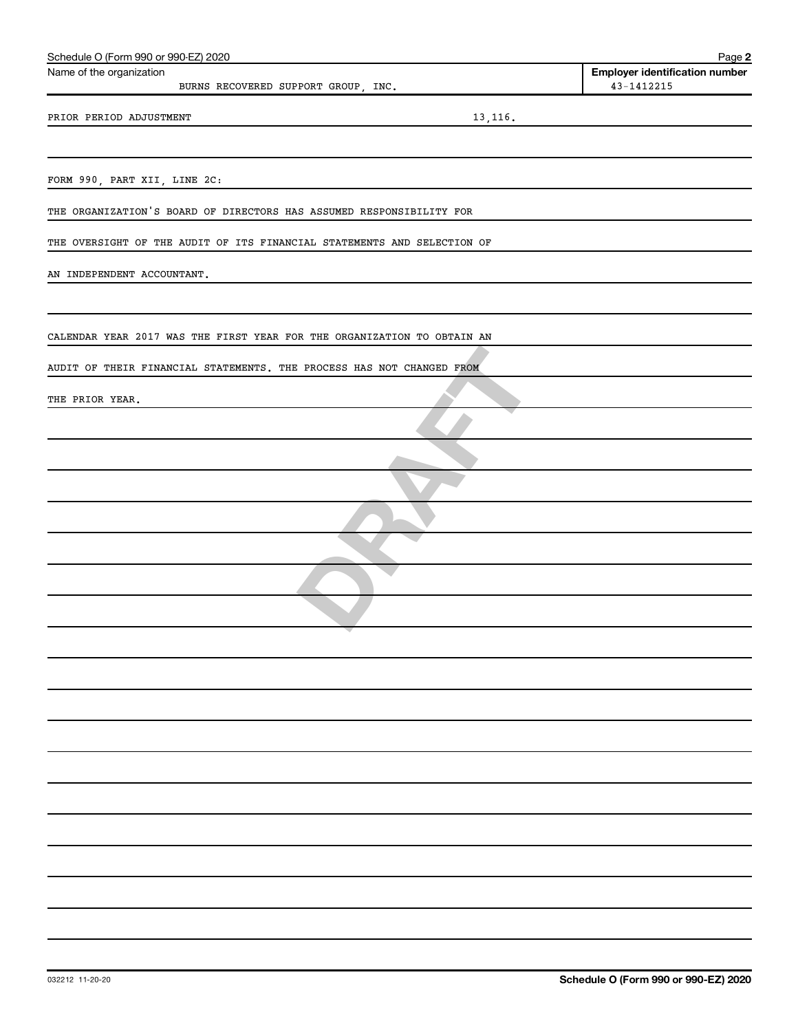Name of the organization: BURNS RECOVERED SUPPORT GROUP, INC.

**Employer identification number** 43-1412215

PRIOR PERIOD ADJUSTMENT 13,116.

FORM 990, PART XII, LINE 2C:

THE ORGANIZATION'S BOARD OF DIRECTORS HAS ASSUMED RESPONSIBILITY FOR THE OVERSIGHT OF THE AUDIT OF ITS FINANCIAL STATEMENTS AND SELECTION OF AN INDEPENDENT ACCOUNTANT.

CALENDAR YEAR 2017 WAS THE FIRST YEAR FOR THE ORGANIZATION TO OBTAIN AN AUDIT OF THEIR FINANCIAL STATEMENTS. THE PROCESS HAS NOT CHANGED FROM THE PRIOR YEAR.